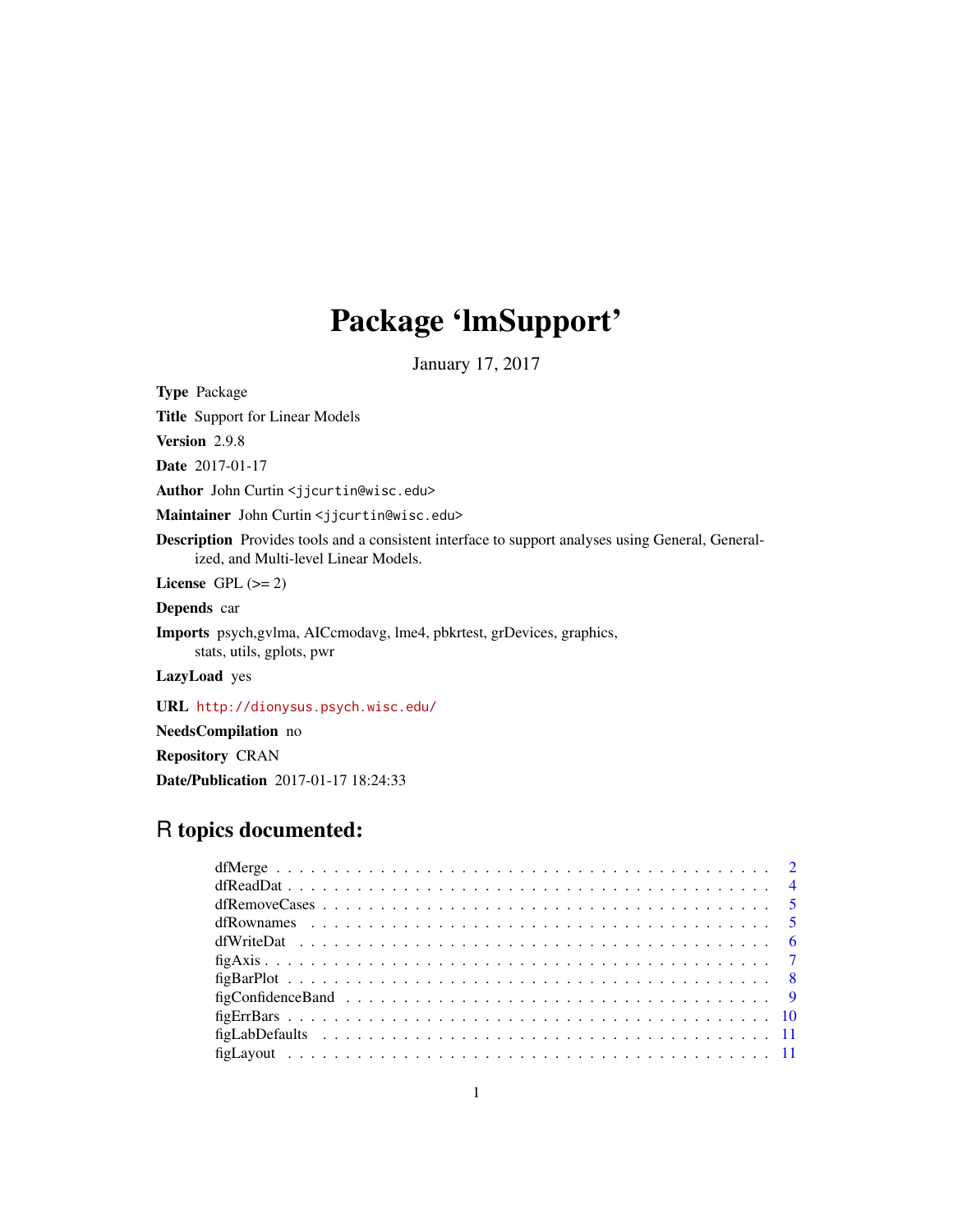# Package 'lmSupport'

January 17, 2017

**Type** Package

**Title** Support for Linear Models

**Version** 2.9.8

**Date** 2017-01-17

**Author** John Curtin <jjcurtin@wisc.edu>

**Maintainer** John Curtin <jjcurtin@wisc.edu>

**Description** Provides tools and a consistent interface to support analyses using General, Generalized, and Multi-level Linear Models.

**License** GPL (>= 2)

**Depends** car

**Imports** psych,gvlma, AICcmodavg, lme4, pbkrtest, grDevices, graphics, stats, utils, gplots, pwr

**LazyLoad** yes

**URL** http://dionysus.psych.wisc.edu/

**NeedsCompilation** no

**Repository** CRAN

**Date/Publication** 2017-01-17 18:24:33

## R topics documented:

| | |
|---|---|
| dfMerge | 2 |
| dfReadDat | 4 |
| dfRemoveCases | 5 |
| dfRownames | 5 |
| dfWriteDat | 6 |
| figAxis | 7 |
| figBarPlot | 8 |
| figConfidenceBand | 9 |
| figErrBars | 10 |
| figLabDefaults | 11 |
| figLayout | 11 |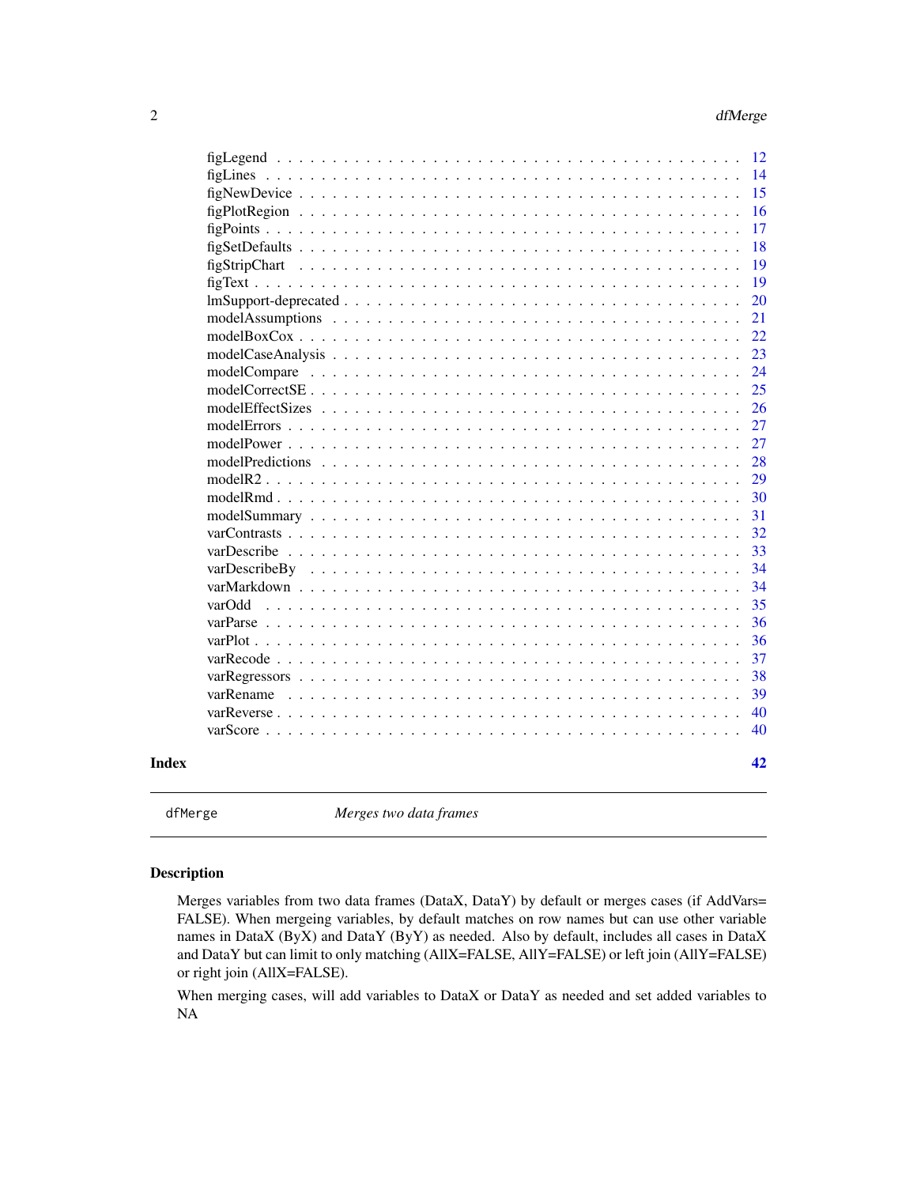| | |
|---|---|
| figLegend | 12 |
| figLines | 14 |
| figNewDevice | 15 |
| figPlotRegion | 16 |
| figPoints | 17 |
| figSetDefaults | 18 |
| figStripChart | 19 |
| figText | 19 |
| lmSupport-deprecated | 20 |
| modelAssumptions | 21 |
| modelBoxCox | 22 |
| modelCaseAnalysis | 23 |
| modelCompare | 24 |
| modelCorrectSE | 25 |
| modelEffectSizes | 26 |
| modelErrors | 27 |
| modelPower | 27 |
| modelPredictions | 28 |
| modelR2 | 29 |
| modelRmd | 30 |
| modelSummary | 31 |
| varContrasts | 32 |
| varDescribe | 33 |
| varDescribeBy | 34 |
| varMarkdown | 34 |
| varOdd | 35 |
| varParse | 36 |
| varPlot | 36 |
| varRecode | 37 |
| varRegressors | 38 |
| varRename | 39 |
| varReverse | 40 |
| varScore | 40 |

**Index** **42**

---

`dfMerge` *Merges two data frames*

---

## Description

Merges variables from two data frames (DataX, DataY) by default or merges cases (if AddVars= FALSE). When mergeing variables, by default matches on row names but can use other variable names in DataX (ByX) and DataY (ByY) as needed. Also by default, includes all cases in DataX and DataY but can limit to only matching (AllX=FALSE, AllY=FALSE) or left join (AllY=FALSE) or right join (AllX=FALSE).

When merging cases, will add variables to DataX or DataY as needed and set added variables to NA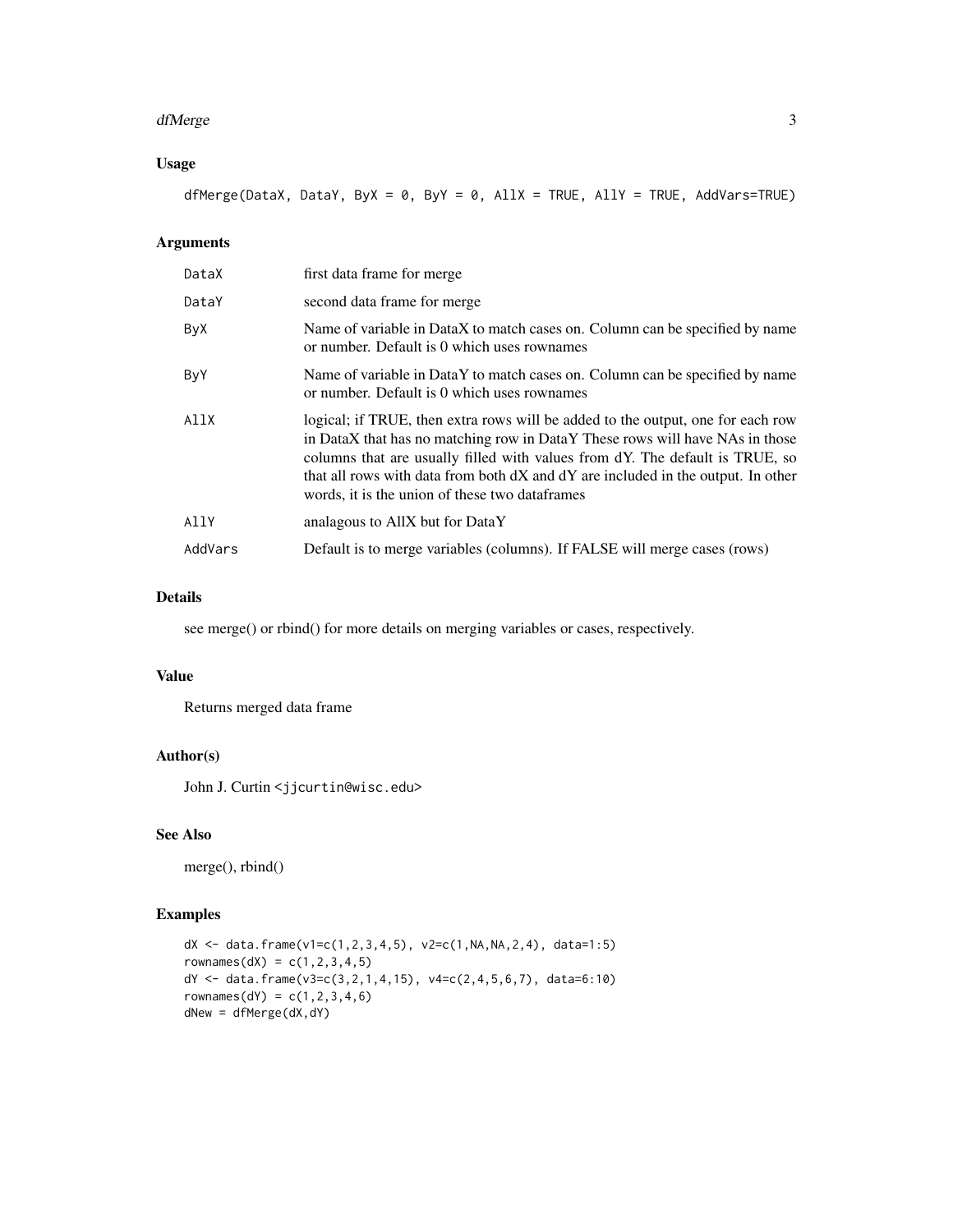## Usage

```
dfMerge(DataX, DataY, ByX = 0, ByY = 0, AllX = TRUE, AllY = TRUE, AddVars=TRUE)
```

## Arguments

| | |
|---|---|
| DataX | first data frame for merge |
| DataY | second data frame for merge |
| ByX | Name of variable in DataX to match cases on. Column can be specified by name or number. Default is 0 which uses rownames |
| ByY | Name of variable in DataY to match cases on. Column can be specified by name or number. Default is 0 which uses rownames |
| AllX | logical; if TRUE, then extra rows will be added to the output, one for each row in DataX that has no matching row in DataY These rows will have NAs in those columns that are usually filled with values from dY. The default is TRUE, so that all rows with data from both dX and dY are included in the output. In other words, it is the union of these two dataframes |
| AllY | analagous to AllX but for DataY |
| AddVars | Default is to merge variables (columns). If FALSE will merge cases (rows) |

## Details

see merge() or rbind() for more details on merging variables or cases, respectively.

## Value

Returns merged data frame

## Author(s)

John J. Curtin <jjcurtin@wisc.edu>

## See Also

merge(), rbind()

## Examples

```
dX <- data.frame(v1=c(1,2,3,4,5), v2=c(1,NA,NA,2,4), data=1:5)
rownames(dX) = c(1,2,3,4,5)
dY <- data.frame(v3=c(3,2,1,4,15), v4=c(2,4,5,6,7), data=6:10)
rownames(dY) = c(1,2,3,4,6)
dNew = dfMerge(dX,dY)
```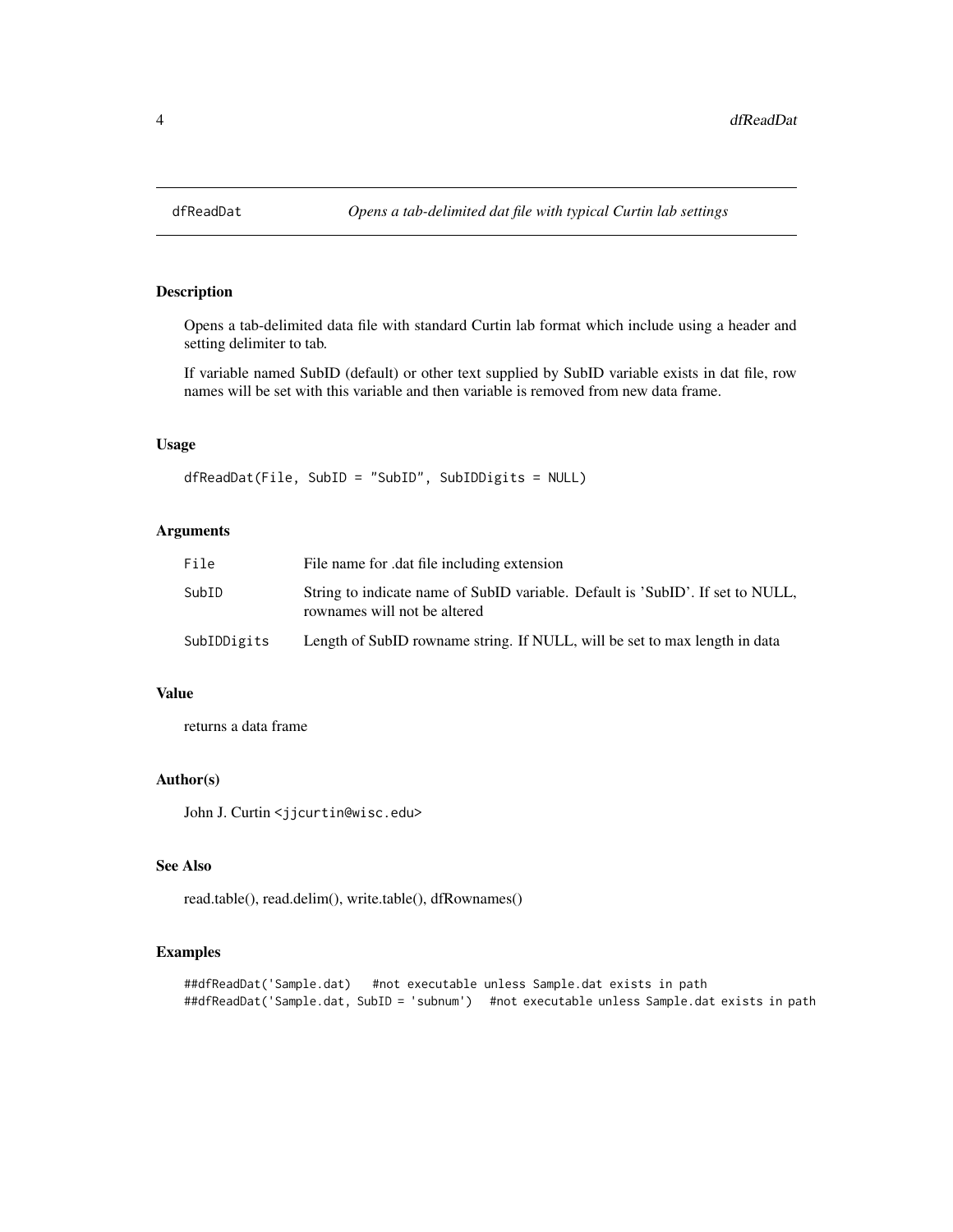# dfReadDat — *Opens a tab-delimited dat file with typical Curtin lab settings*

## Description

Opens a tab-delimited data file with standard Curtin lab format which include using a header and setting delimiter to tab.

If variable named SubID (default) or other text supplied by SubID variable exists in dat file, row names will be set with this variable and then variable is removed from new data frame.

## Usage

```
dfReadDat(File, SubID = "SubID", SubIDDigits = NULL)
```

## Arguments

| | |
|---|---|
| `File` | File name for .dat file including extension |
| `SubID` | String to indicate name of SubID variable. Default is 'SubID'. If set to NULL, rownames will not be altered |
| `SubIDDigits` | Length of SubID rowname string. If NULL, will be set to max length in data |

## Value

returns a data frame

## Author(s)

John J. Curtin <jjcurtin@wisc.edu>

## See Also

read.table(), read.delim(), write.table(), dfRownames()

## Examples

```
##dfReadDat('Sample.dat')   #not executable unless Sample.dat exists in path
##dfReadDat('Sample.dat, SubID = 'subnum')  #not executable unless Sample.dat exists in path
```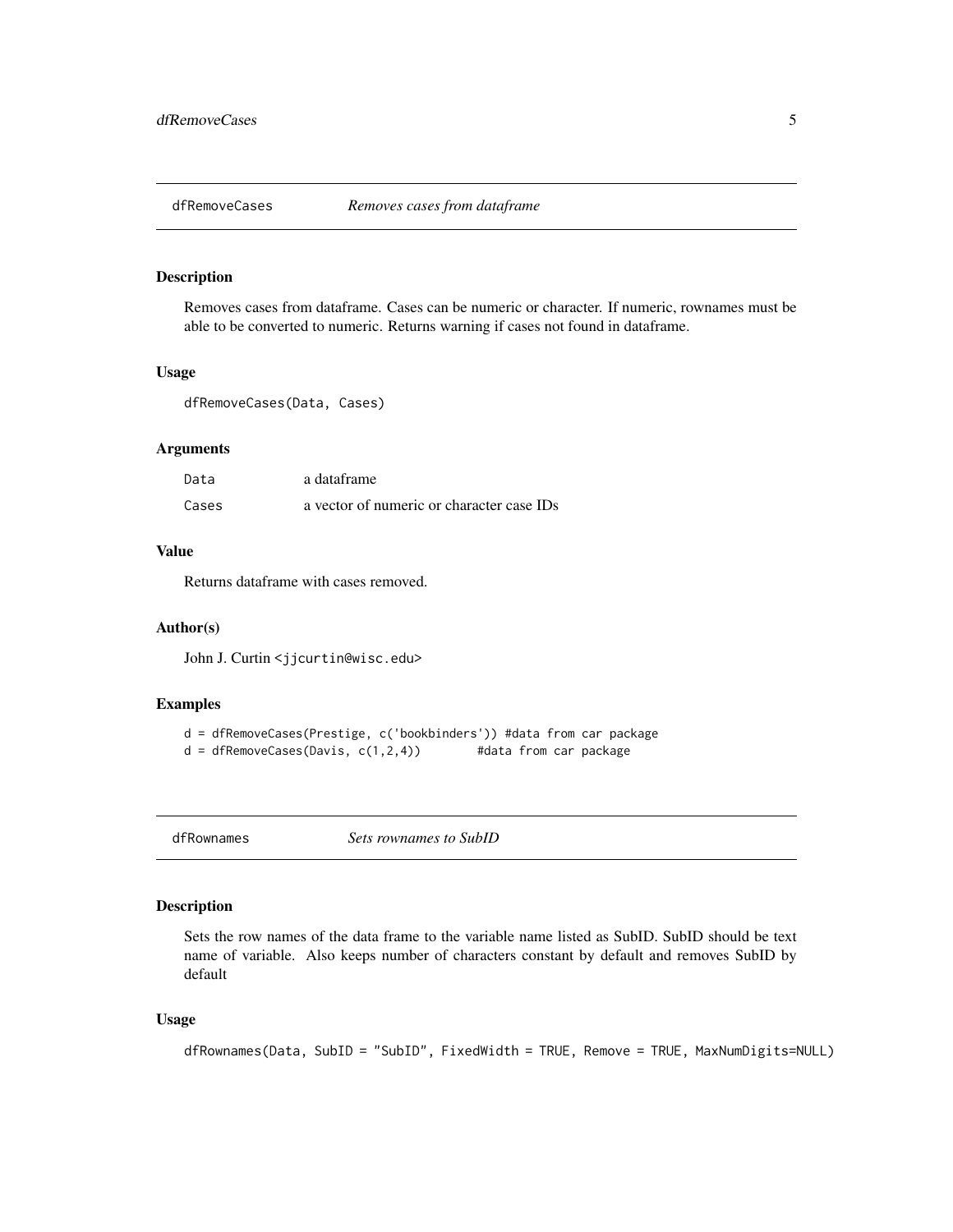## dfRemoveCases — *Removes cases from dataframe*

### Description

Removes cases from dataframe. Cases can be numeric or character. If numeric, rownames must be able to be converted to numeric. Returns warning if cases not found in dataframe.

### Usage

```
dfRemoveCases(Data, Cases)
```

### Arguments

| | |
|---|---|
| `Data` | a dataframe |
| `Cases` | a vector of numeric or character case IDs |

### Value

Returns dataframe with cases removed.

### Author(s)

John J. Curtin <jjcurtin@wisc.edu>

### Examples

```
d = dfRemoveCases(Prestige, c('bookbinders')) #data from car package
d = dfRemoveCases(Davis, c(1,2,4))        #data from car package
```

## dfRownames — *Sets rownames to SubID*

### Description

Sets the row names of the data frame to the variable name listed as SubID. SubID should be text name of variable. Also keeps number of characters constant by default and removes SubID by default

### Usage

```
dfRownames(Data, SubID = "SubID", FixedWidth = TRUE, Remove = TRUE, MaxNumDigits=NULL)
```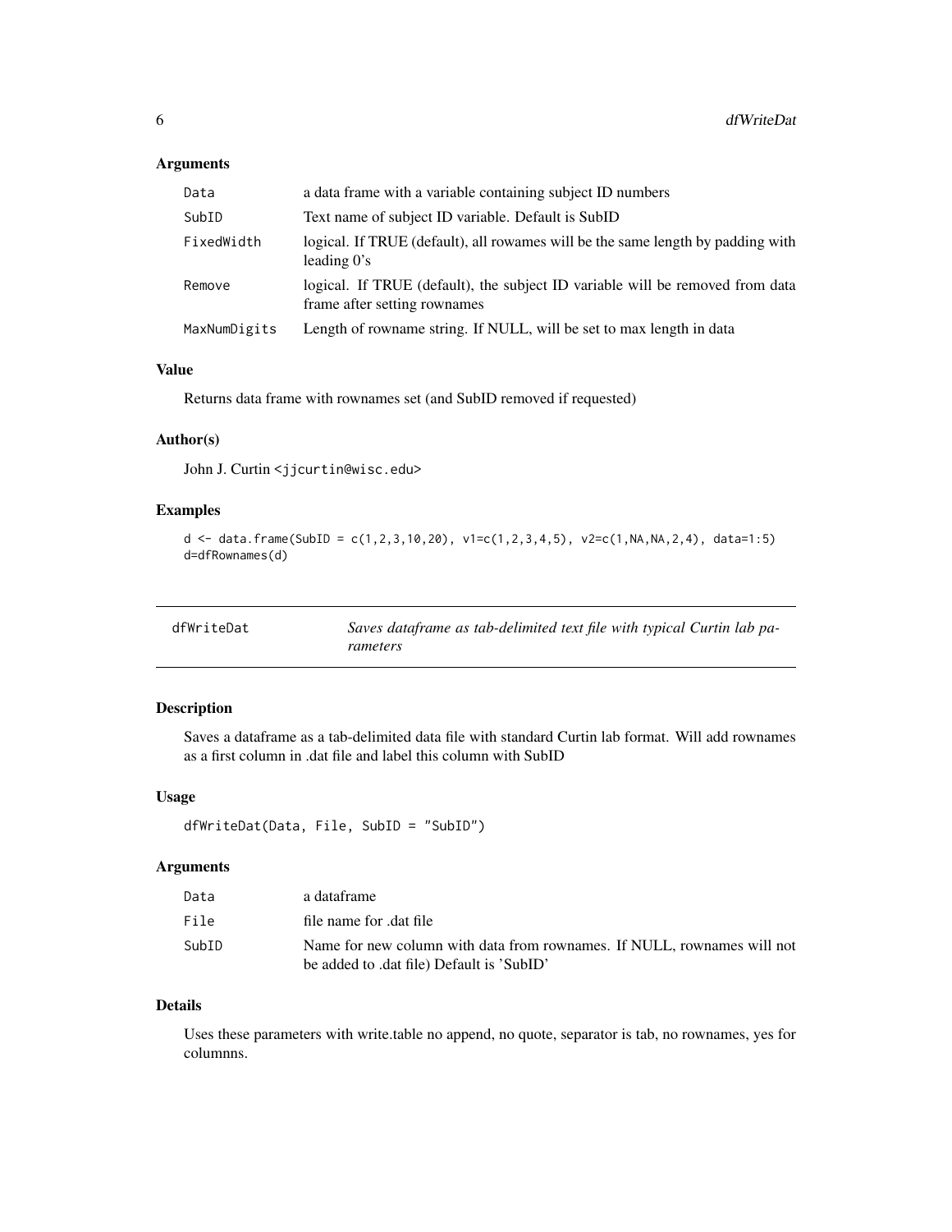### Arguments

| | |
|---|---|
| `Data` | a data frame with a variable containing subject ID numbers |
| `SubID` | Text name of subject ID variable. Default is SubID |
| `FixedWidth` | logical. If TRUE (default), all rowames will be the same length by padding with leading 0's |
| `Remove` | logical. If TRUE (default), the subject ID variable will be removed from data frame after setting rownames |
| `MaxNumDigits` | Length of rowname string. If NULL, will be set to max length in data |

### Value

Returns data frame with rownames set (and SubID removed if requested)

### Author(s)

John J. Curtin <jjcurtin@wisc.edu>

### Examples

```
d <- data.frame(SubID = c(1,2,3,10,20), v1=c(1,2,3,4,5), v2=c(1,NA,NA,2,4), data=1:5)
d=dfRownames(d)
```

---

## dfWriteDat — *Saves dataframe as tab-delimited text file with typical Curtin lab parameters*

### Description

Saves a dataframe as a tab-delimited data file with standard Curtin lab format. Will add rownames as a first column in .dat file and label this column with SubID

### Usage

```
dfWriteDat(Data, File, SubID = "SubID")
```

### Arguments

| | |
|---|---|
| `Data` | a dataframe |
| `File` | file name for .dat file |
| `SubID` | Name for new column with data from rownames. If NULL, rownames will not be added to .dat file) Default is 'SubID' |

### Details

Uses these parameters with write.table no append, no quote, separator is tab, no rownames, yes for columnns.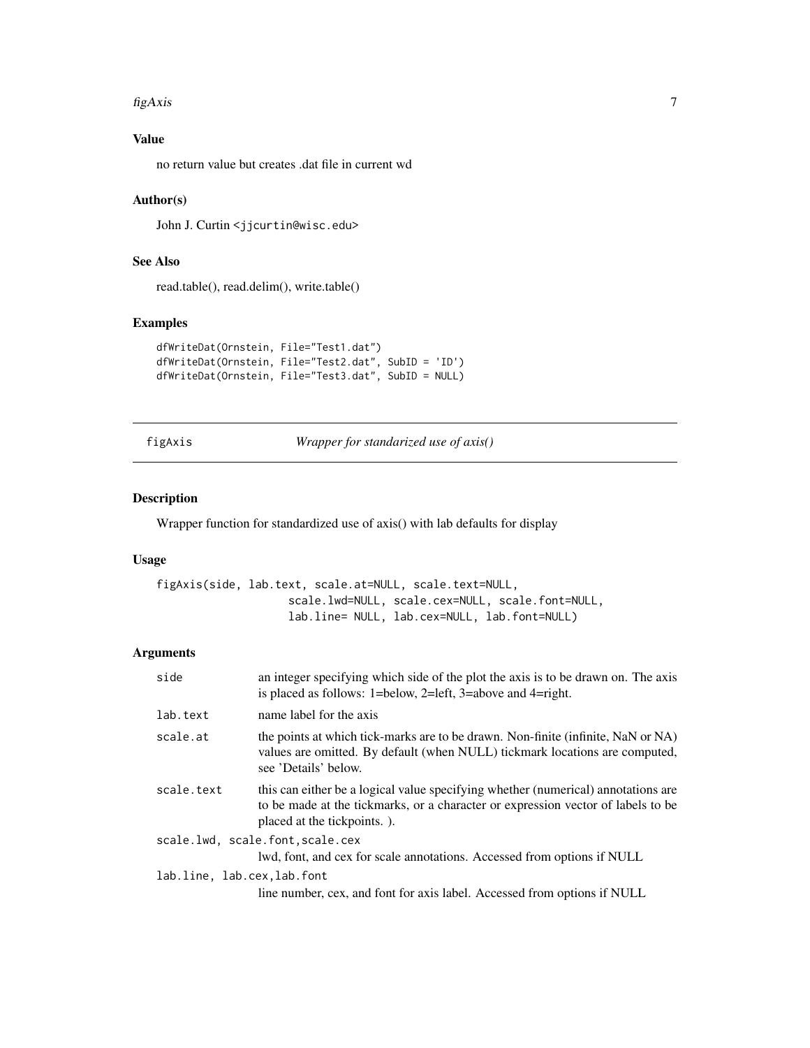### Value

no return value but creates .dat file in current wd

### Author(s)

John J. Curtin <jjcurtin@wisc.edu>

### See Also

read.table(), read.delim(), write.table()

### Examples

```
dfWriteDat(Ornstein, File="Test1.dat")
dfWriteDat(Ornstein, File="Test2.dat", SubID = 'ID')
dfWriteDat(Ornstein, File="Test3.dat", SubID = NULL)
```

---

## figAxis *Wrapper for standarized use of axis()*

---

### Description

Wrapper function for standardized use of axis() with lab defaults for display

### Usage

```
figAxis(side, lab.text, scale.at=NULL, scale.text=NULL,
                    scale.lwd=NULL, scale.cex=NULL, scale.font=NULL,
                    lab.line= NULL, lab.cex=NULL, lab.font=NULL)
```

### Arguments

| | |
|---|---|
| side | an integer specifying which side of the plot the axis is to be drawn on. The axis is placed as follows: 1=below, 2=left, 3=above and 4=right. |
| lab.text | name label for the axis |
| scale.at | the points at which tick-marks are to be drawn. Non-finite (infinite, NaN or NA) values are omitted. By default (when NULL) tickmark locations are computed, see 'Details' below. |
| scale.text | this can either be a logical value specifying whether (numerical) annotations are to be made at the tickmarks, or a character or expression vector of labels to be placed at the tickpoints. ). |
| scale.lwd, scale.font,scale.cex | lwd, font, and cex for scale annotations. Accessed from options if NULL |
| lab.line, lab.cex,lab.font | line number, cex, and font for axis label. Accessed from options if NULL |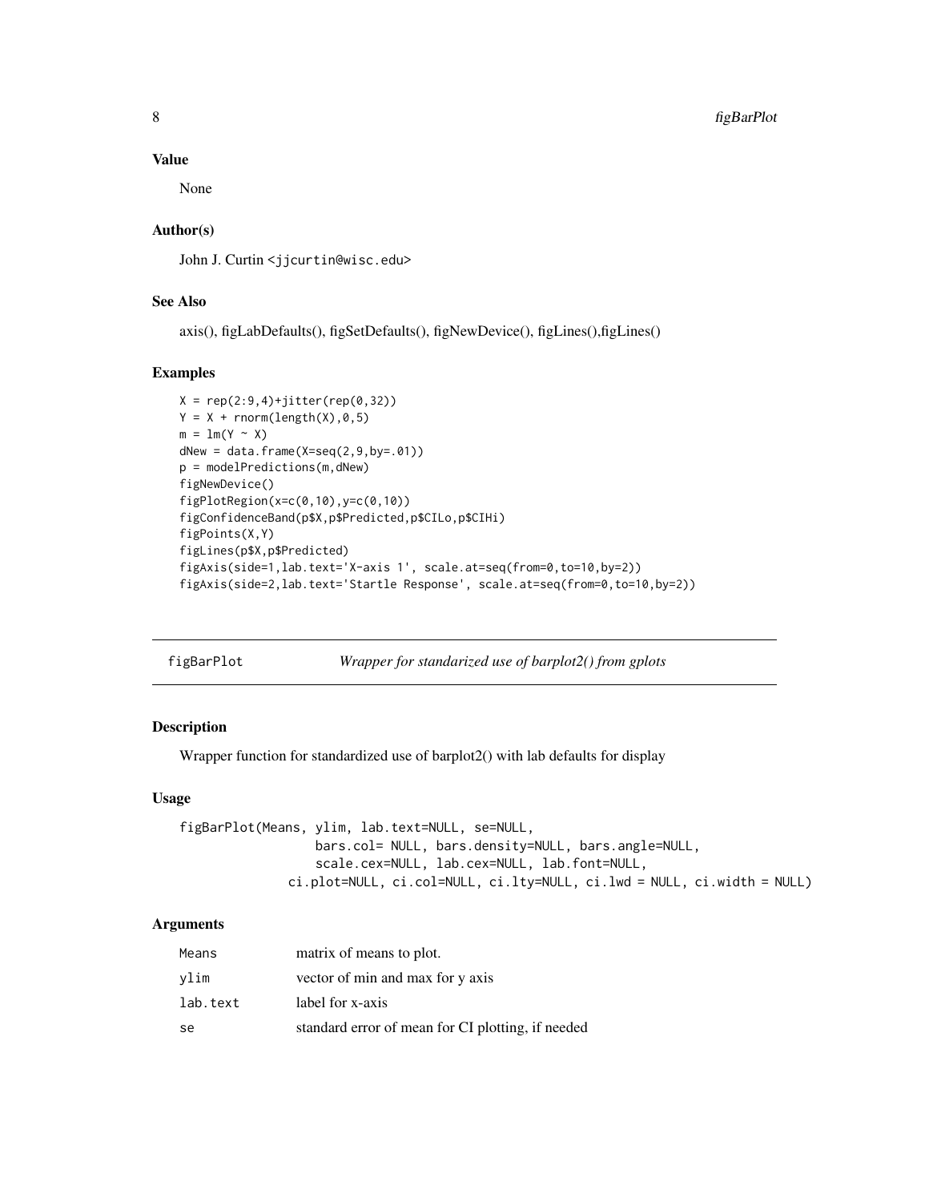### Value

None

### Author(s)

John J. Curtin <jjcurtin@wisc.edu>

### See Also

axis(), figLabDefaults(), figSetDefaults(), figNewDevice(), figLines(),figLines()

### Examples

```
X = rep(2:9,4)+jitter(rep(0,32))
Y = X + rnorm(length(X),0,5)
m = lm(Y ~ X)
dNew = data.frame(X=seq(2,9,by=.01))
p = modelPredictions(m,dNew)
figNewDevice()
figPlotRegion(x=c(0,10),y=c(0,10))
figConfidenceBand(p$X,p$Predicted,p$CILo,p$CIHi)
figPoints(X,Y)
figLines(p$X,p$Predicted)
figAxis(side=1,lab.text='X-axis 1', scale.at=seq(from=0,to=10,by=2))
figAxis(side=2,lab.text='Startle Response', scale.at=seq(from=0,to=10,by=2))
```

---

## figBarPlot — *Wrapper for standarized use of barplot2() from gplots*

### Description

Wrapper function for standardized use of barplot2() with lab defaults for display

### Usage

```
figBarPlot(Means, ylim, lab.text=NULL, se=NULL,
                  bars.col= NULL, bars.density=NULL, bars.angle=NULL,
                  scale.cex=NULL, lab.cex=NULL, lab.font=NULL,
              ci.plot=NULL, ci.col=NULL, ci.lty=NULL, ci.lwd = NULL, ci.width = NULL)
```

### Arguments

| | |
|---|---|
| Means | matrix of means to plot. |
| ylim | vector of min and max for y axis |
| lab.text | label for x-axis |
| se | standard error of mean for CI plotting, if needed |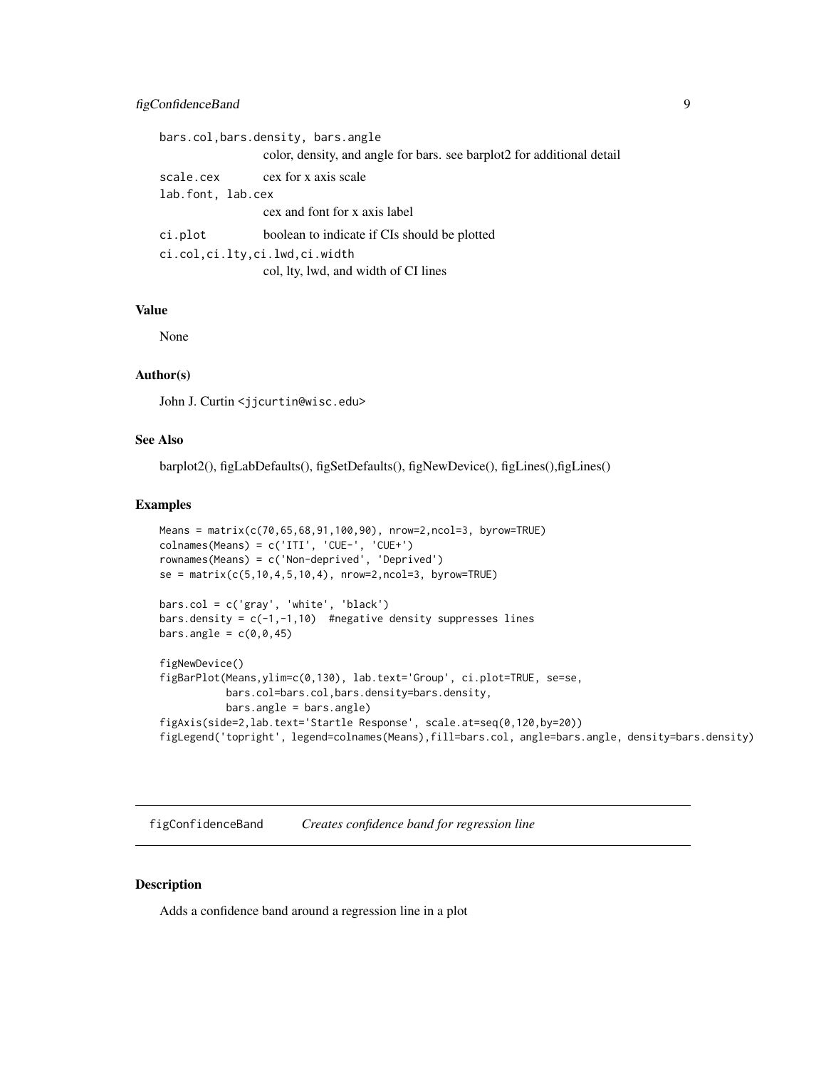bars.col,bars.density, bars.angle
: color, density, and angle for bars. see barplot2 for additional detail

scale.cex
: cex for x axis scale

lab.font, lab.cex
: cex and font for x axis label

ci.plot
: boolean to indicate if CIs should be plotted

ci.col,ci.lty,ci.lwd,ci.width
: col, lty, lwd, and width of CI lines

## Value

None

## Author(s)

John J. Curtin <jjcurtin@wisc.edu>

## See Also

barplot2(), figLabDefaults(), figSetDefaults(), figNewDevice(), figLines(),figLines()

## Examples

```
Means = matrix(c(70,65,68,91,100,90), nrow=2,ncol=3, byrow=TRUE)
colnames(Means) = c('ITI', 'CUE-', 'CUE+')
rownames(Means) = c('Non-deprived', 'Deprived')
se = matrix(c(5,10,4,5,10,4), nrow=2,ncol=3, byrow=TRUE)

bars.col = c('gray', 'white', 'black')
bars.density = c(-1,-1,10)  #negative density suppresses lines
bars.angle = c(0,0,45)

figNewDevice()
figBarPlot(Means,ylim=c(0,130), lab.text='Group', ci.plot=TRUE, se=se,
           bars.col=bars.col,bars.density=bars.density,
           bars.angle = bars.angle)
figAxis(side=2,lab.text='Startle Response', scale.at=seq(0,120,by=20))
figLegend('topright', legend=colnames(Means),fill=bars.col, angle=bars.angle, density=bars.density)
```

---

# figConfidenceBand    *Creates confidence band for regression line*

## Description

Adds a confidence band around a regression line in a plot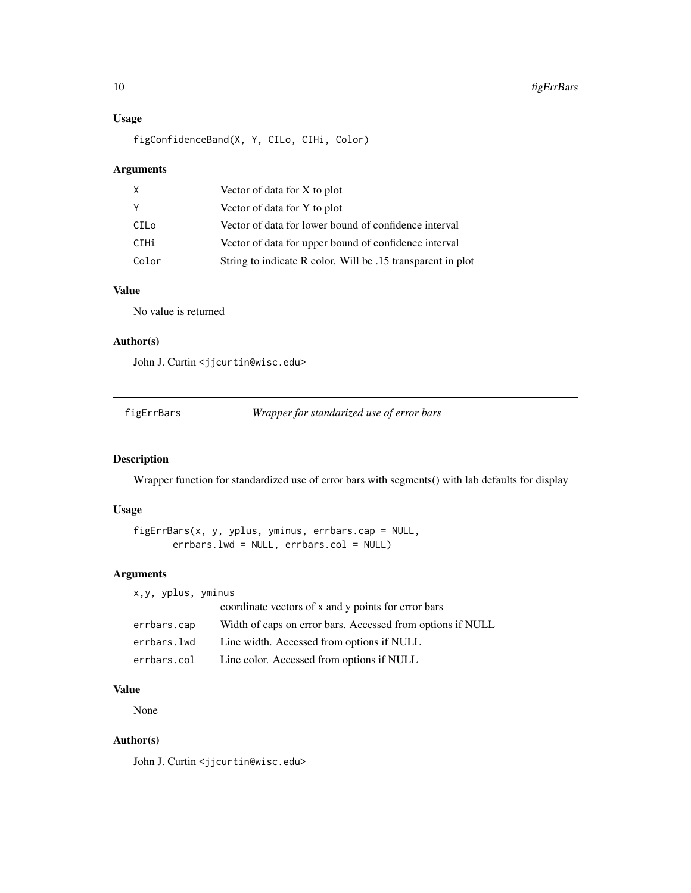## Usage

```
figConfidenceBand(X, Y, CILo, CIHi, Color)
```

## Arguments

| | |
|---|---|
| X | Vector of data for X to plot |
| Y | Vector of data for Y to plot |
| CILo | Vector of data for lower bound of confidence interval |
| CIHi | Vector of data for upper bound of confidence interval |
| Color | String to indicate R color. Will be .15 transparent in plot |

## Value

No value is returned

## Author(s)

John J. Curtin <jjcurtin@wisc.edu>

---

# figErrBars *Wrapper for standarized use of error bars*

## Description

Wrapper function for standardized use of error bars with segments() with lab defaults for display

## Usage

```
figErrBars(x, y, yplus, yminus, errbars.cap = NULL,
       errbars.lwd = NULL, errbars.col = NULL)
```

## Arguments

| | |
|---|---|
| x,y, yplus, yminus | coordinate vectors of x and y points for error bars |
| errbars.cap | Width of caps on error bars. Accessed from options if NULL |
| errbars.lwd | Line width. Accessed from options if NULL |
| errbars.col | Line color. Accessed from options if NULL |

## Value

None

## Author(s)

John J. Curtin <jjcurtin@wisc.edu>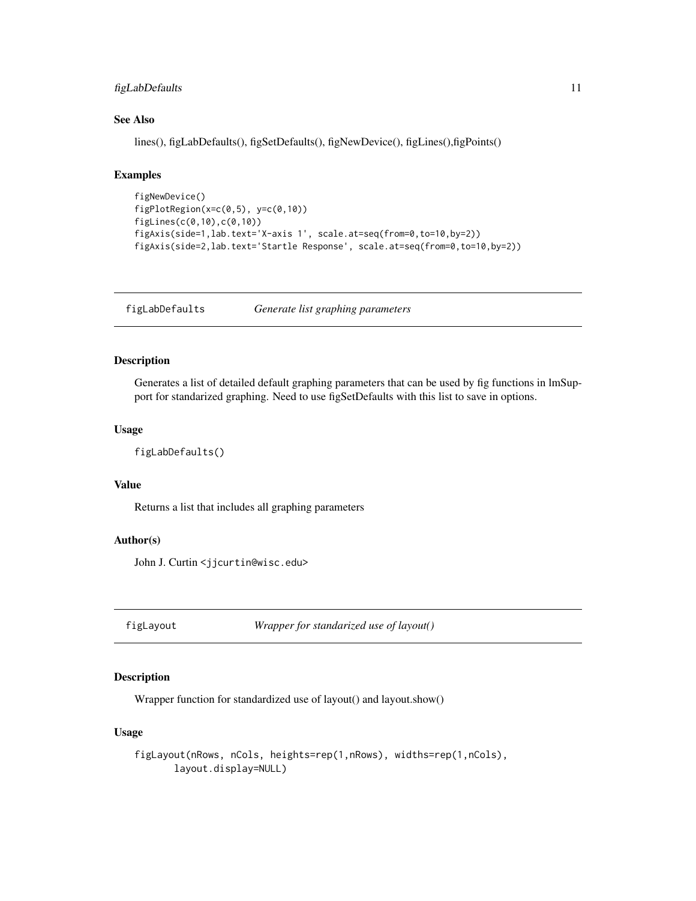### See Also

lines(), figLabDefaults(), figSetDefaults(), figNewDevice(), figLines(),figPoints()

### Examples

```
figNewDevice()
figPlotRegion(x=c(0,5), y=c(0,10))
figLines(c(0,10),c(0,10))
figAxis(side=1,lab.text='X-axis 1', scale.at=seq(from=0,to=10,by=2))
figAxis(side=2,lab.text='Startle Response', scale.at=seq(from=0,to=10,by=2))
```

---

## figLabDefaults    *Generate list graphing parameters*

---

### Description

Generates a list of detailed default graphing parameters that can be used by fig functions in lmSupport for standarized graphing. Need to use figSetDefaults with this list to save in options.

### Usage

```
figLabDefaults()
```

### Value

Returns a list that includes all graphing parameters

### Author(s)

John J. Curtin <jjcurtin@wisc.edu>

---

## figLayout    *Wrapper for standarized use of layout()*

---

### Description

Wrapper function for standardized use of layout() and layout.show()

### Usage

```
figLayout(nRows, nCols, heights=rep(1,nRows), widths=rep(1,nCols),
       layout.display=NULL)
```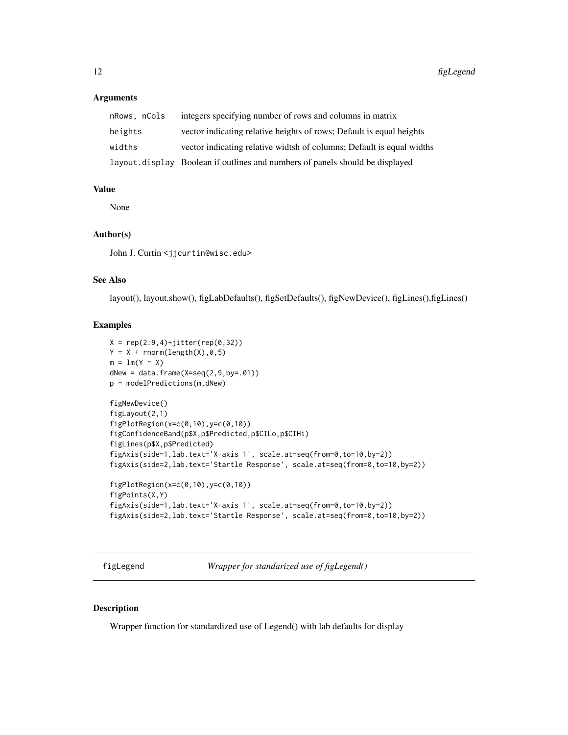### Arguments

| | |
|---|---|
| nRows, nCols | integers specifying number of rows and columns in matrix |
| heights | vector indicating relative heights of rows; Default is equal heights |
| widths | vector indicating relative widtsh of columns; Default is equal widths |
| layout.display | Boolean if outlines and numbers of panels should be displayed |

### Value

None

### Author(s)

John J. Curtin <jjcurtin@wisc.edu>

### See Also

layout(), layout.show(), figLabDefaults(), figSetDefaults(), figNewDevice(), figLines(),figLines()

### Examples

```
X = rep(2:9,4)+jitter(rep(0,32))
Y = X + rnorm(length(X),0,5)
m = lm(Y ~ X)
dNew = data.frame(X=seq(2,9,by=.01))
p = modelPredictions(m,dNew)

figNewDevice()
figLayout(2,1)
figPlotRegion(x=c(0,10),y=c(0,10))
figConfidenceBand(p$X,p$Predicted,p$CILo,p$CIHi)
figLines(p$X,p$Predicted)
figAxis(side=1,lab.text='X-axis 1', scale.at=seq(from=0,to=10,by=2))
figAxis(side=2,lab.text='Startle Response', scale.at=seq(from=0,to=10,by=2))

figPlotRegion(x=c(0,10),y=c(0,10))
figPoints(X,Y)
figAxis(side=1,lab.text='X-axis 1', scale.at=seq(from=0,to=10,by=2))
figAxis(side=2,lab.text='Startle Response', scale.at=seq(from=0,to=10,by=2))
```

---

## figLegend — *Wrapper for standarized use of figLegend()*

---

### Description

Wrapper function for standardized use of Legend() with lab defaults for display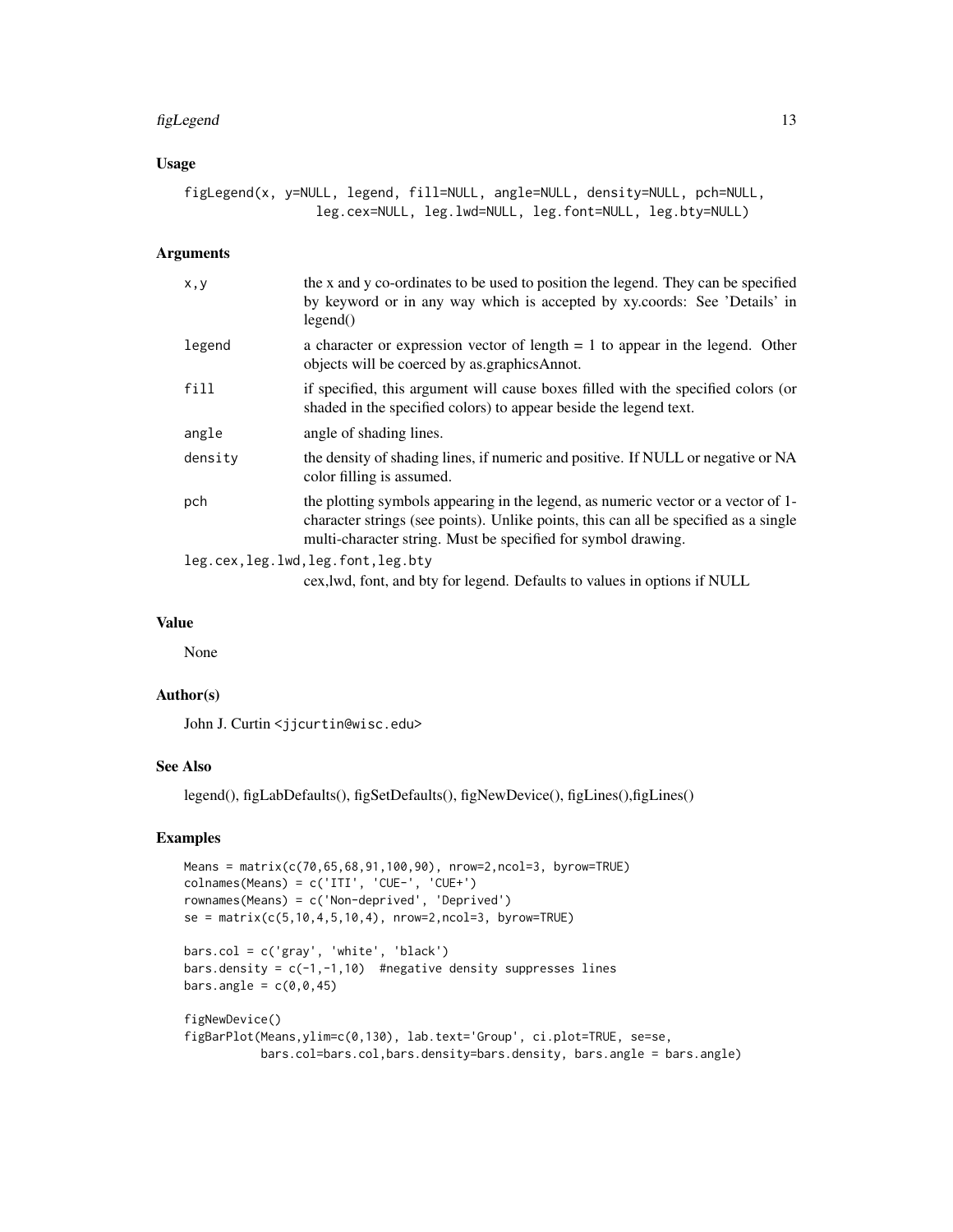## Usage

```
figLegend(x, y=NULL, legend, fill=NULL, angle=NULL, density=NULL, pch=NULL,
               leg.cex=NULL, leg.lwd=NULL, leg.font=NULL, leg.bty=NULL)
```

## Arguments

| | |
|---|---|
| `x,y` | the x and y co-ordinates to be used to position the legend. They can be specified by keyword or in any way which is accepted by xy.coords: See 'Details' in legend() |
| `legend` | a character or expression vector of length = 1 to appear in the legend. Other objects will be coerced by as.graphicsAnnot. |
| `fill` | if specified, this argument will cause boxes filled with the specified colors (or shaded in the specified colors) to appear beside the legend text. |
| `angle` | angle of shading lines. |
| `density` | the density of shading lines, if numeric and positive. If NULL or negative or NA color filling is assumed. |
| `pch` | the plotting symbols appearing in the legend, as numeric vector or a vector of 1-character strings (see points). Unlike points, this can all be specified as a single multi-character string. Must be specified for symbol drawing. |
| `leg.cex,leg.lwd,leg.font,leg.bty` | cex,lwd, font, and bty for legend. Defaults to values in options if NULL |

## Value

None

## Author(s)

John J. Curtin <jjcurtin@wisc.edu>

## See Also

legend(), figLabDefaults(), figSetDefaults(), figNewDevice(), figLines(),figLines()

## Examples

```
Means = matrix(c(70,65,68,91,100,90), nrow=2,ncol=3, byrow=TRUE)
colnames(Means) = c('ITI', 'CUE-', 'CUE+')
rownames(Means) = c('Non-deprived', 'Deprived')
se = matrix(c(5,10,4,5,10,4), nrow=2,ncol=3, byrow=TRUE)

bars.col = c('gray', 'white', 'black')
bars.density = c(-1,-1,10)  #negative density suppresses lines
bars.angle = c(0,0,45)

figNewDevice()
figBarPlot(Means,ylim=c(0,130), lab.text='Group', ci.plot=TRUE, se=se,
          bars.col=bars.col,bars.density=bars.density, bars.angle = bars.angle)
```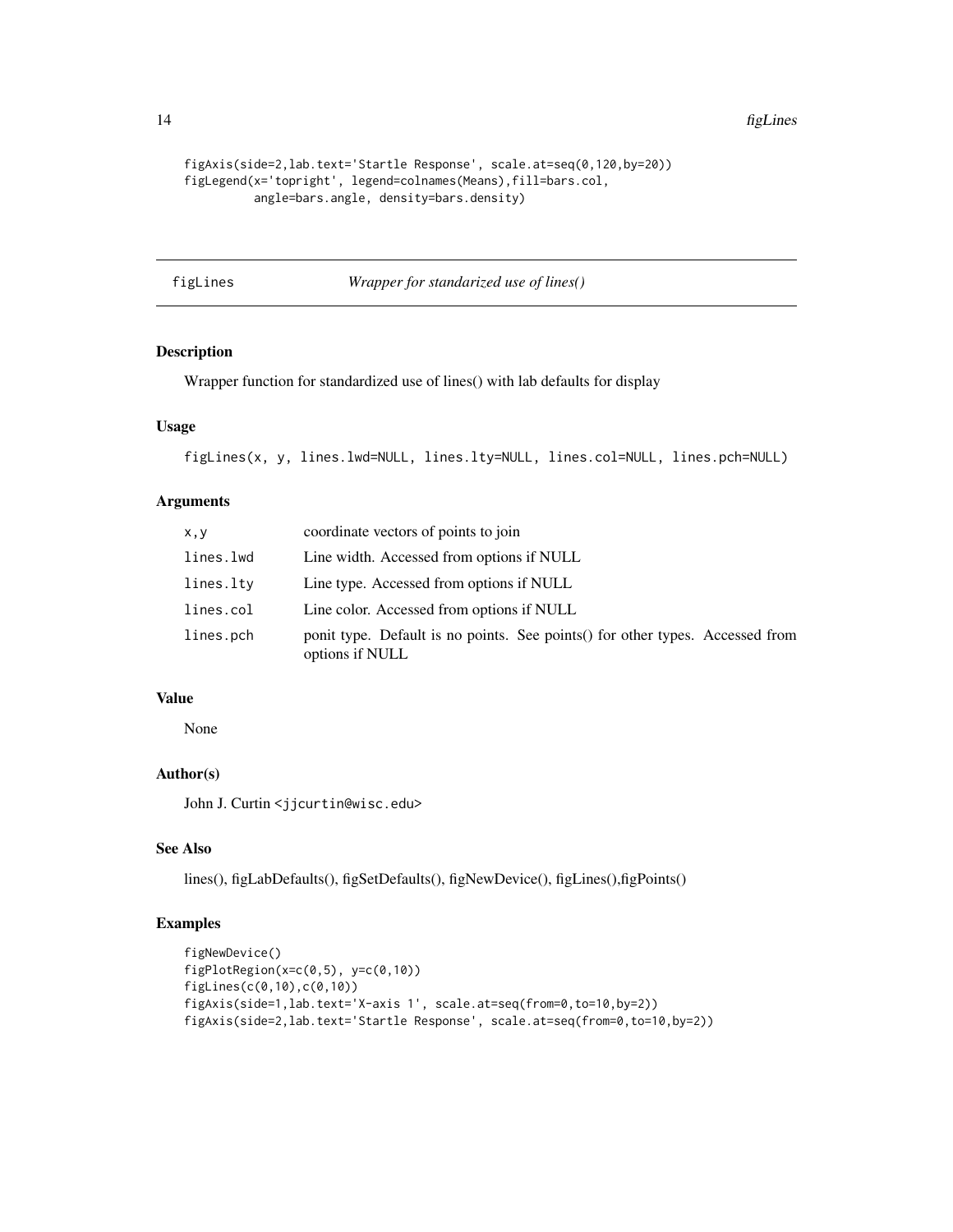```
figAxis(side=2,lab.text='Startle Response', scale.at=seq(0,120,by=20))
figLegend(x='topright', legend=colnames(Means),fill=bars.col,
          angle=bars.angle, density=bars.density)
```

## figLines — *Wrapper for standarized use of lines()*

### Description

Wrapper function for standardized use of lines() with lab defaults for display

### Usage

```
figLines(x, y, lines.lwd=NULL, lines.lty=NULL, lines.col=NULL, lines.pch=NULL)
```

### Arguments

| | |
|---|---|
| x,y | coordinate vectors of points to join |
| lines.lwd | Line width. Accessed from options if NULL |
| lines.lty | Line type. Accessed from options if NULL |
| lines.col | Line color. Accessed from options if NULL |
| lines.pch | ponit type. Default is no points. See points() for other types. Accessed from options if NULL |

### Value

None

### Author(s)

John J. Curtin <jjcurtin@wisc.edu>

### See Also

lines(), figLabDefaults(), figSetDefaults(), figNewDevice(), figLines(),figPoints()

### Examples

```
figNewDevice()
figPlotRegion(x=c(0,5), y=c(0,10))
figLines(c(0,10),c(0,10))
figAxis(side=1,lab.text='X-axis 1', scale.at=seq(from=0,to=10,by=2))
figAxis(side=2,lab.text='Startle Response', scale.at=seq(from=0,to=10,by=2))
```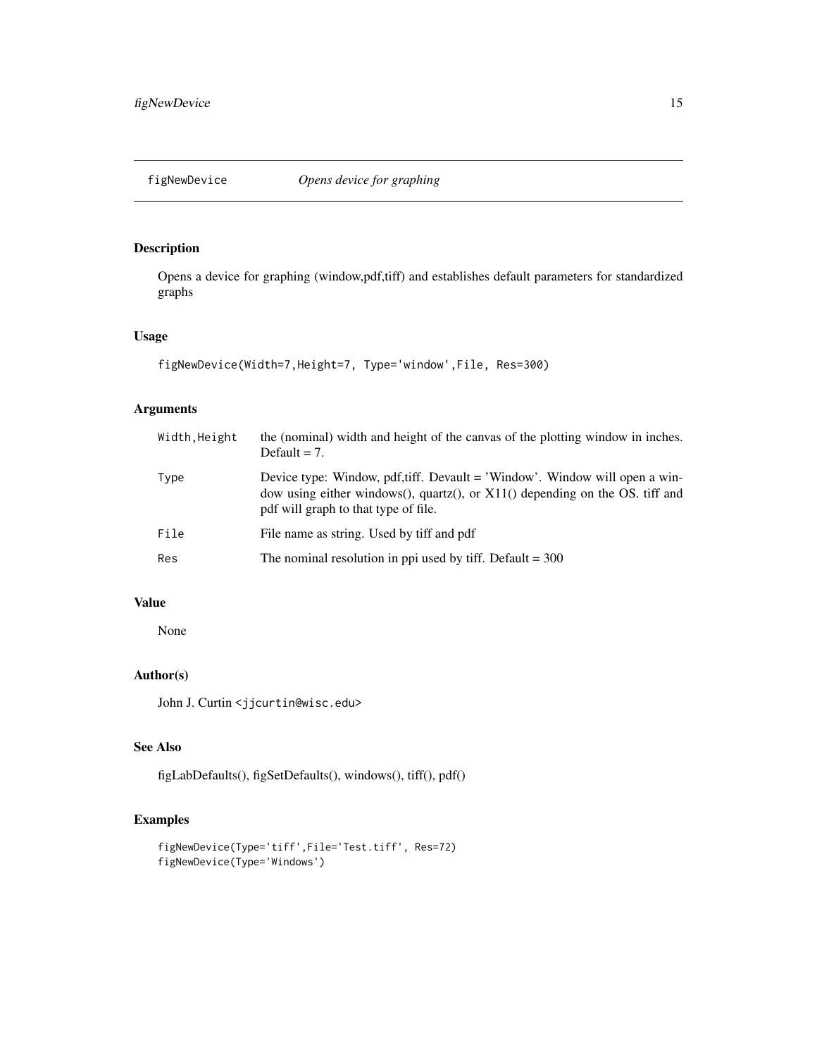## figNewDevice — *Opens device for graphing*

### Description

Opens a device for graphing (window,pdf,tiff) and establishes default parameters for standardized graphs

### Usage

```
figNewDevice(Width=7,Height=7, Type='window',File, Res=300)
```

### Arguments

| | |
|---|---|
| `Width,Height` | the (nominal) width and height of the canvas of the plotting window in inches. Default = 7. |
| `Type` | Device type: Window, pdf,tiff. Devault = 'Window'. Window will open a window using either windows(), quartz(), or X11() depending on the OS. tiff and pdf will graph to that type of file. |
| `File` | File name as string. Used by tiff and pdf |
| `Res` | The nominal resolution in ppi used by tiff. Default = 300 |

### Value

None

### Author(s)

John J. Curtin <jjcurtin@wisc.edu>

### See Also

figLabDefaults(), figSetDefaults(), windows(), tiff(), pdf()

### Examples

```
figNewDevice(Type='tiff',File='Test.tiff', Res=72)
figNewDevice(Type='Windows')
```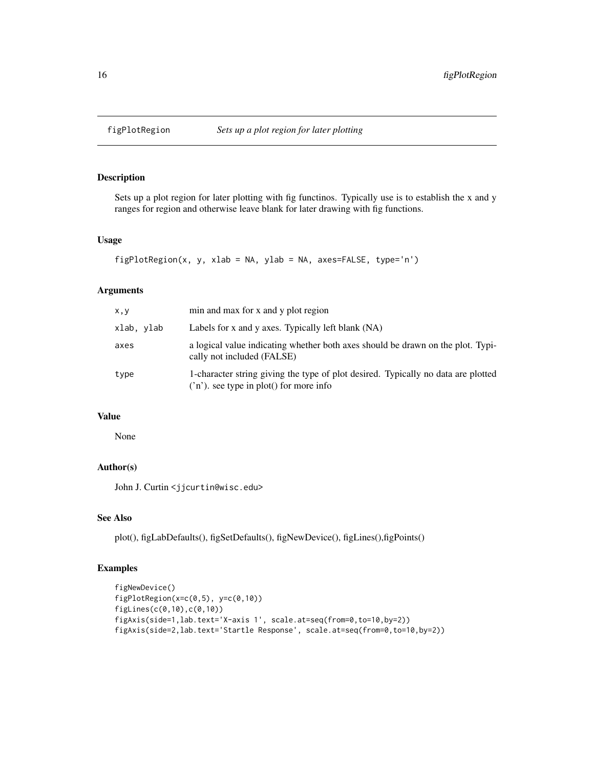# figPlotRegion *Sets up a plot region for later plotting*

## Description

Sets up a plot region for later plotting with fig functinos. Typically use is to establish the x and y ranges for region and otherwise leave blank for later drawing with fig functions.

## Usage

```
figPlotRegion(x, y, xlab = NA, ylab = NA, axes=FALSE, type='n')
```

## Arguments

| | |
|---|---|
| `x,y` | min and max for x and y plot region |
| `xlab, ylab` | Labels for x and y axes. Typically left blank (NA) |
| `axes` | a logical value indicating whether both axes should be drawn on the plot. Typically not included (FALSE) |
| `type` | 1-character string giving the type of plot desired. Typically no data are plotted ('n'). see type in plot() for more info |

## Value

None

## Author(s)

John J. Curtin <jjcurtin@wisc.edu>

## See Also

plot(), figLabDefaults(), figSetDefaults(), figNewDevice(), figLines(),figPoints()

## Examples

```
figNewDevice()
figPlotRegion(x=c(0,5), y=c(0,10))
figLines(c(0,10),c(0,10))
figAxis(side=1,lab.text='X-axis 1', scale.at=seq(from=0,to=10,by=2))
figAxis(side=2,lab.text='Startle Response', scale.at=seq(from=0,to=10,by=2))
```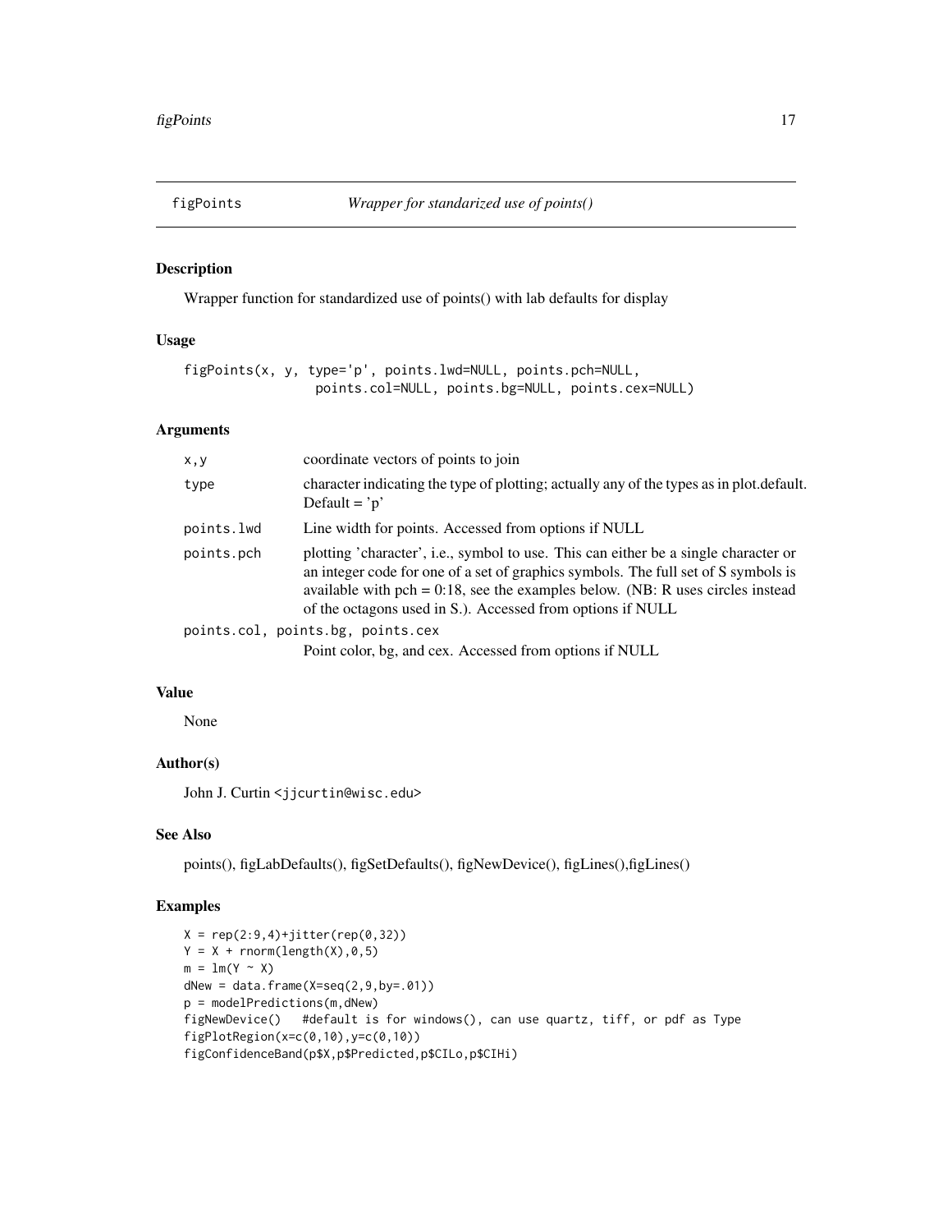## figPoints — *Wrapper for standarized use of points()*

### Description

Wrapper function for standardized use of points() with lab defaults for display

### Usage

```
figPoints(x, y, type='p', points.lwd=NULL, points.pch=NULL,
                 points.col=NULL, points.bg=NULL, points.cex=NULL)
```

### Arguments

| | |
|---|---|
| x,y | coordinate vectors of points to join |
| type | character indicating the type of plotting; actually any of the types as in plot.default. Default = 'p' |
| points.lwd | Line width for points. Accessed from options if NULL |
| points.pch | plotting 'character', i.e., symbol to use. This can either be a single character or an integer code for one of a set of graphics symbols. The full set of S symbols is available with pch = 0:18, see the examples below. (NB: R uses circles instead of the octagons used in S.). Accessed from options if NULL |
| points.col, points.bg, points.cex | Point color, bg, and cex. Accessed from options if NULL |

### Value

None

### Author(s)

John J. Curtin <jjcurtin@wisc.edu>

### See Also

points(), figLabDefaults(), figSetDefaults(), figNewDevice(), figLines(),figLines()

### Examples

```
X = rep(2:9,4)+jitter(rep(0,32))
Y = X + rnorm(length(X),0,5)
m = lm(Y ~ X)
dNew = data.frame(X=seq(2,9,by=.01))
p = modelPredictions(m,dNew)
figNewDevice()   #default is for windows(), can use quartz, tiff, or pdf as Type
figPlotRegion(x=c(0,10),y=c(0,10))
figConfidenceBand(p$X,p$Predicted,p$CILo,p$CIHi)
```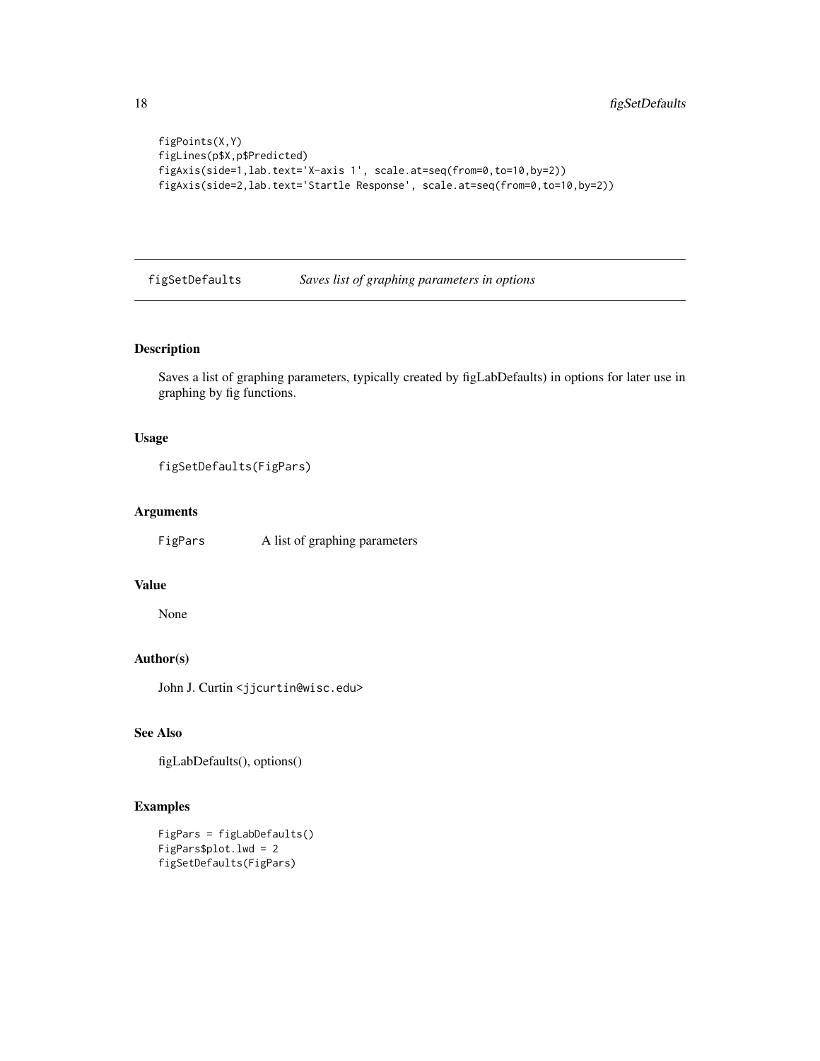```
figPoints(X,Y)
figLines(p$X,p$Predicted)
figAxis(side=1,lab.text='X-axis 1', scale.at=seq(from=0,to=10,by=2))
figAxis(side=2,lab.text='Startle Response', scale.at=seq(from=0,to=10,by=2))
```

---

## figSetDefaults *Saves list of graphing parameters in options*

---

### Description

Saves a list of graphing parameters, typically created by figLabDefaults) in options for later use in graphing by fig functions.

### Usage

```
figSetDefaults(FigPars)
```

### Arguments

| | |
|---|---|
| FigPars | A list of graphing parameters |

### Value

None

### Author(s)

John J. Curtin <jjcurtin@wisc.edu>

### See Also

figLabDefaults(), options()

### Examples

```
FigPars = figLabDefaults()
FigPars$plot.lwd = 2
figSetDefaults(FigPars)
```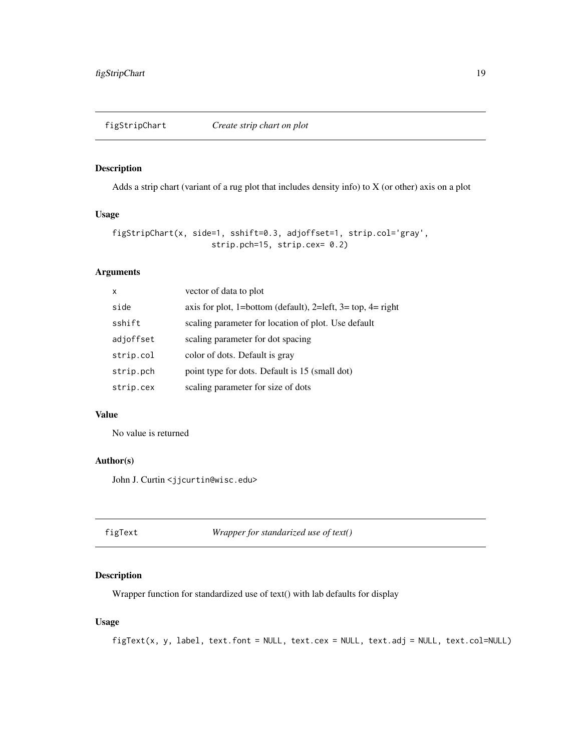## figStripChart *Create strip chart on plot*

### Description

Adds a strip chart (variant of a rug plot that includes density info) to X (or other) axis on a plot

### Usage

```
figStripChart(x, side=1, sshift=0.3, adjoffset=1, strip.col='gray',
                    strip.pch=15, strip.cex= 0.2)
```

### Arguments

| | |
|---|---|
| x | vector of data to plot |
| side | axis for plot, 1=bottom (default), 2=left, 3= top, 4= right |
| sshift | scaling parameter for location of plot. Use default |
| adjoffset | scaling parameter for dot spacing |
| strip.col | color of dots. Default is gray |
| strip.pch | point type for dots. Default is 15 (small dot) |
| strip.cex | scaling parameter for size of dots |

### Value

No value is returned

### Author(s)

John J. Curtin <jjcurtin@wisc.edu>

## figText *Wrapper for standarized use of text()*

### Description

Wrapper function for standardized use of text() with lab defaults for display

### Usage

```
figText(x, y, label, text.font = NULL, text.cex = NULL, text.adj = NULL, text.col=NULL)
```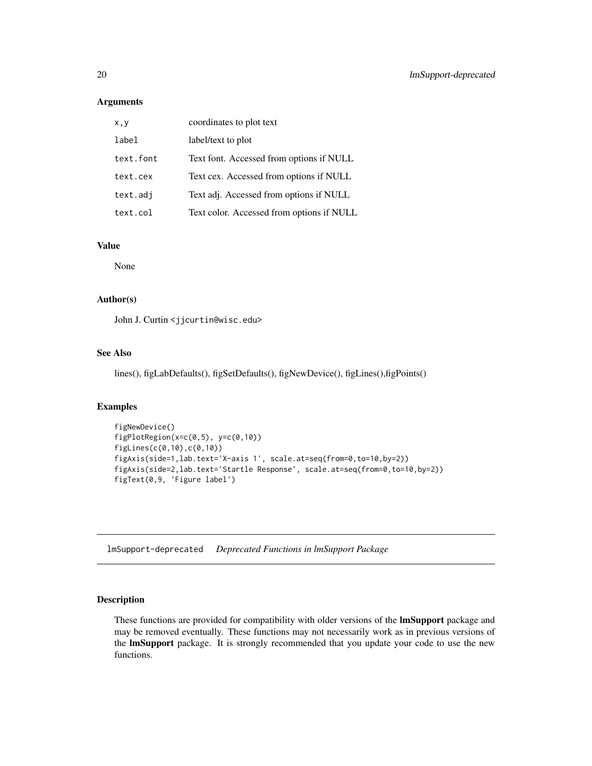### Arguments

| | |
|---|---|
| `x,y` | coordinates to plot text |
| `label` | label/text to plot |
| `text.font` | Text font. Accessed from options if NULL |
| `text.cex` | Text cex. Accessed from options if NULL |
| `text.adj` | Text adj. Accessed from options if NULL |
| `text.col` | Text color. Accessed from options if NULL |

### Value

None

### Author(s)

John J. Curtin <jjcurtin@wisc.edu>

### See Also

lines(), figLabDefaults(), figSetDefaults(), figNewDevice(), figLines(),figPoints()

### Examples

```
figNewDevice()
figPlotRegion(x=c(0,5), y=c(0,10))
figLines(c(0,10),c(0,10))
figAxis(side=1,lab.text='X-axis 1', scale.at=seq(from=0,to=10,by=2))
figAxis(side=2,lab.text='Startle Response', scale.at=seq(from=0,to=10,by=2))
figText(0,9, 'Figure label')
```

---

## lmSupport-deprecated    *Deprecated Functions in lmSupport Package*

---

### Description

These functions are provided for compatibility with older versions of the **lmSupport** package and may be removed eventually. These functions may not necessarily work as in previous versions of the **lmSupport** package. It is strongly recommended that you update your code to use the new functions.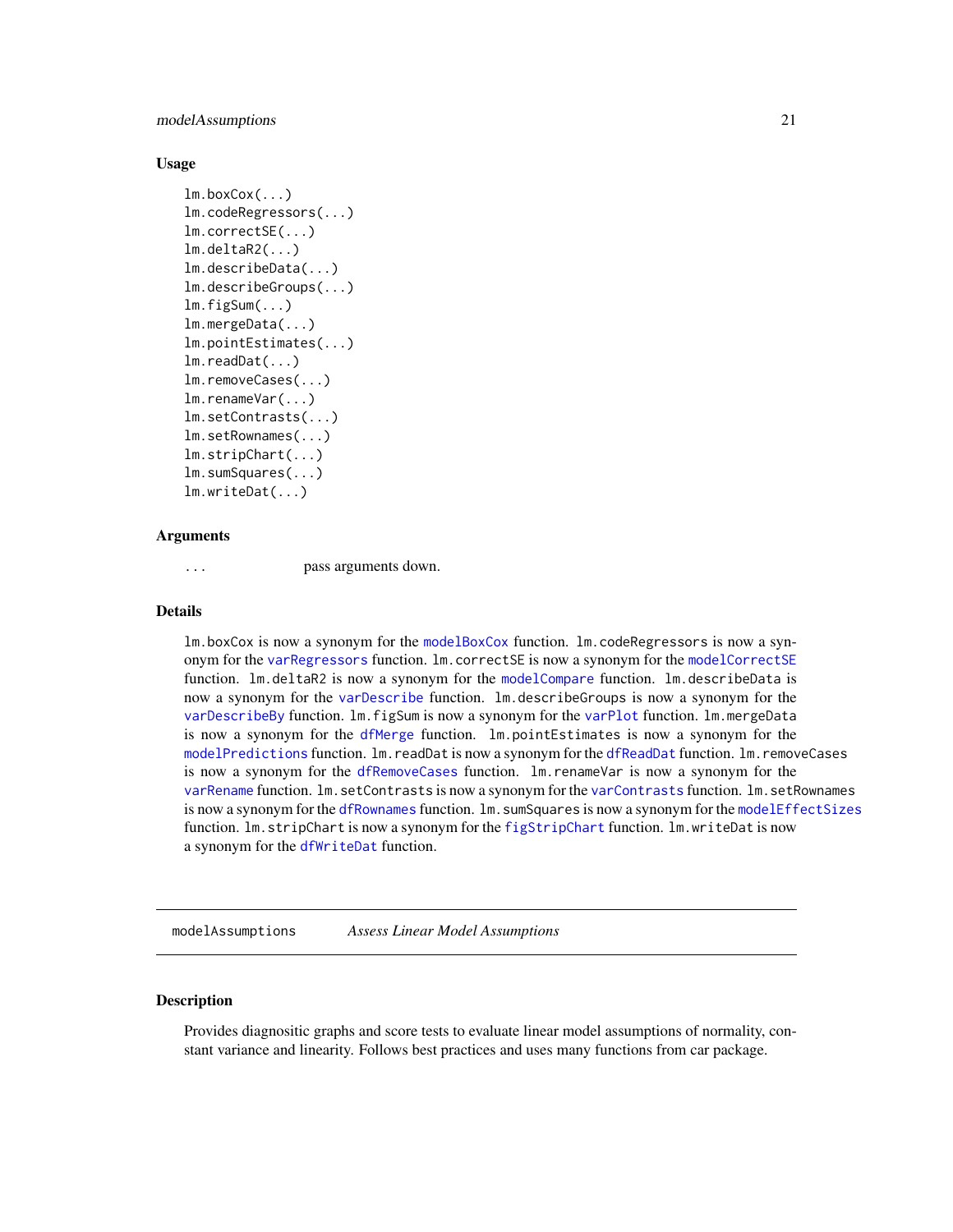### Usage

```
lm.boxCox(...)
lm.codeRegressors(...)
lm.correctSE(...)
lm.deltaR2(...)
lm.describeData(...)
lm.describeGroups(...)
lm.figSum(...)
lm.mergeData(...)
lm.pointEstimates(...)
lm.readDat(...)
lm.removeCases(...)
lm.renameVar(...)
lm.setContrasts(...)
lm.setRownames(...)
lm.stripChart(...)
lm.sumSquares(...)
lm.writeDat(...)
```

### Arguments

`...` pass arguments down.

### Details

`lm.boxCox` is now a synonym for the `modelBoxCox` function. `lm.codeRegressors` is now a synonym for the `varRegressors` function. `lm.correctSE` is now a synonym for the `modelCorrectSE` function. `lm.deltaR2` is now a synonym for the `modelCompare` function. `lm.describeData` is now a synonym for the `varDescribe` function. `lm.describeGroups` is now a synonym for the `varDescribeBy` function. `lm.figSum` is now a synonym for the `varPlot` function. `lm.mergeData` is now a synonym for the `dfMerge` function. `lm.pointEstimates` is now a synonym for the `modelPredictions` function. `lm.readDat` is now a synonym for the `dfReadDat` function. `lm.removeCases` is now a synonym for the `dfRemoveCases` function. `lm.renameVar` is now a synonym for the `varRename` function. `lm.setContrasts` is now a synonym for the `varContrasts` function. `lm.setRownames` is now a synonym for the `dfRownames` function. `lm.sumSquares` is now a synonym for the `modelEffectSizes` function. `lm.stripChart` is now a synonym for the `figStripChart` function. `lm.writeDat` is now a synonym for the `dfWriteDat` function.

---

## modelAssumptions *Assess Linear Model Assumptions*

---

### Description

Provides diagnositic graphs and score tests to evaluate linear model assumptions of normality, constant variance and linearity. Follows best practices and uses many functions from car package.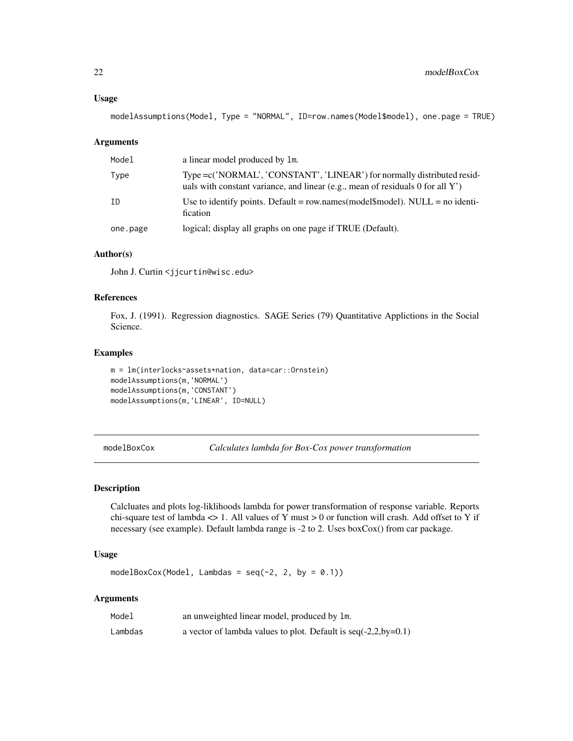### Usage

```
modelAssumptions(Model, Type = "NORMAL", ID=row.names(Model$model), one.page = TRUE)
```

### Arguments

| | |
|---|---|
| Model | a linear model produced by lm. |
| Type | Type =c('NORMAL', 'CONSTANT', 'LINEAR') for normally distributed residuals with constant variance, and linear (e.g., mean of residuals 0 for all Y') |
| ID | Use to identify points. Default = row.names(model$model). NULL = no identification |
| one.page | logical; display all graphs on one page if TRUE (Default). |

### Author(s)

John J. Curtin <jjcurtin@wisc.edu>

### References

Fox, J. (1991). Regression diagnostics. SAGE Series (79) Quantitative Applictions in the Social Science.

### Examples

```
m = lm(interlocks~assets+nation, data=car::Ornstein)
modelAssumptions(m,'NORMAL')
modelAssumptions(m,'CONSTANT')
modelAssumptions(m,'LINEAR', ID=NULL)
```

---

## modelBoxCox — *Calculates lambda for Box-Cox power transformation*

### Description

Calcluates and plots log-liklihoods lambda for power transformation of response variable. Reports chi-square test of lambda <> 1. All values of Y must > 0 or function will crash. Add offset to Y if necessary (see example). Default lambda range is -2 to 2. Uses boxCox() from car package.

### Usage

```
modelBoxCox(Model, Lambdas = seq(-2, 2, by = 0.1))
```

### Arguments

| | |
|---|---|
| Model | an unweighted linear model, produced by lm. |
| Lambdas | a vector of lambda values to plot. Default is seq(-2,2,by=0.1) |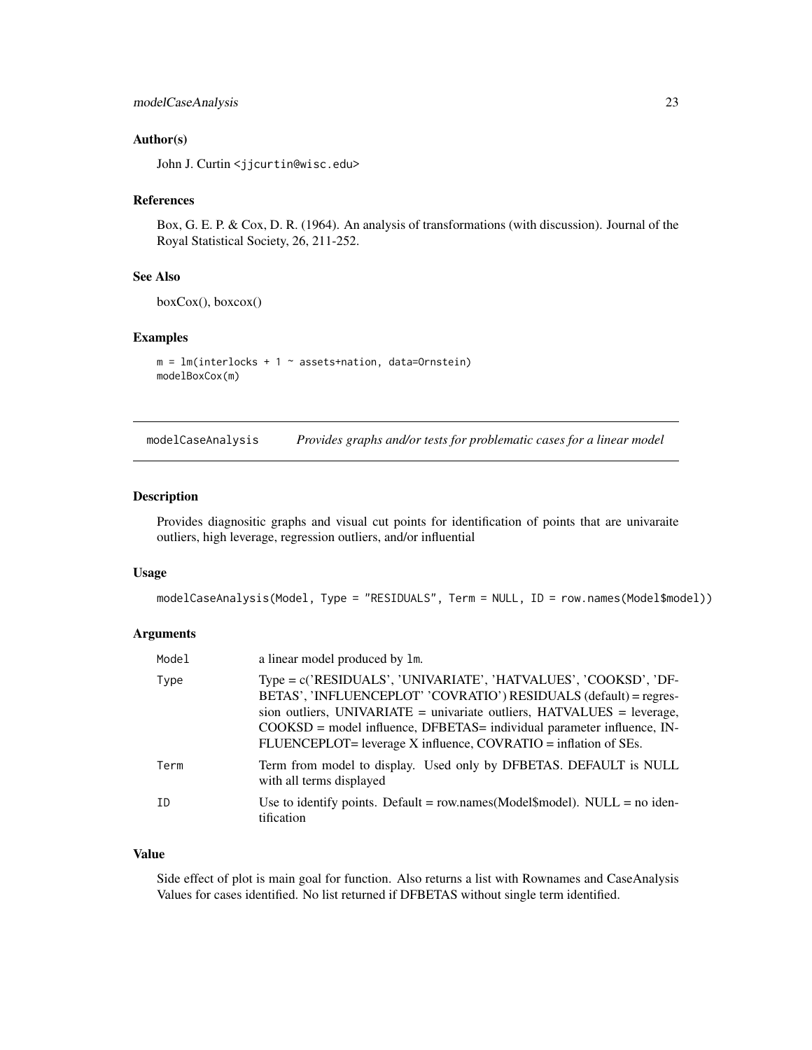### Author(s)

John J. Curtin <jjcurtin@wisc.edu>

### References

Box, G. E. P. & Cox, D. R. (1964). An analysis of transformations (with discussion). Journal of the Royal Statistical Society, 26, 211-252.

### See Also

boxCox(), boxcox()

### Examples

```
m = lm(interlocks + 1 ~ assets+nation, data=Ornstein)
modelBoxCox(m)
```

---

## modelCaseAnalysis *Provides graphs and/or tests for problematic cases for a linear model*

### Description

Provides diagnositic graphs and visual cut points for identification of points that are univaraite outliers, high leverage, regression outliers, and/or influential

### Usage

```
modelCaseAnalysis(Model, Type = "RESIDUALS", Term = NULL, ID = row.names(Model$model))
```

### Arguments

| | |
|---|---|
| Model | a linear model produced by lm. |
| Type | Type = c('RESIDUALS', 'UNIVARIATE', 'HATVALUES', 'COOKSD', 'DFBETAS', 'INFLUENCEPLOT' 'COVRATIO') RESIDUALS (default) = regression outliers, UNIVARIATE = univariate outliers, HATVALUES = leverage, COOKSD = model influence, DFBETAS= individual parameter influence, INFLUENCEPLOT= leverage X influence, COVRATIO = inflation of SEs. |
| Term | Term from model to display. Used only by DFBETAS. DEFAULT is NULL with all terms displayed |
| ID | Use to identify points. Default = row.names(Model$model). NULL = no identification |

### Value

Side effect of plot is main goal for function. Also returns a list with Rownames and CaseAnalysis Values for cases identified. No list returned if DFBETAS without single term identified.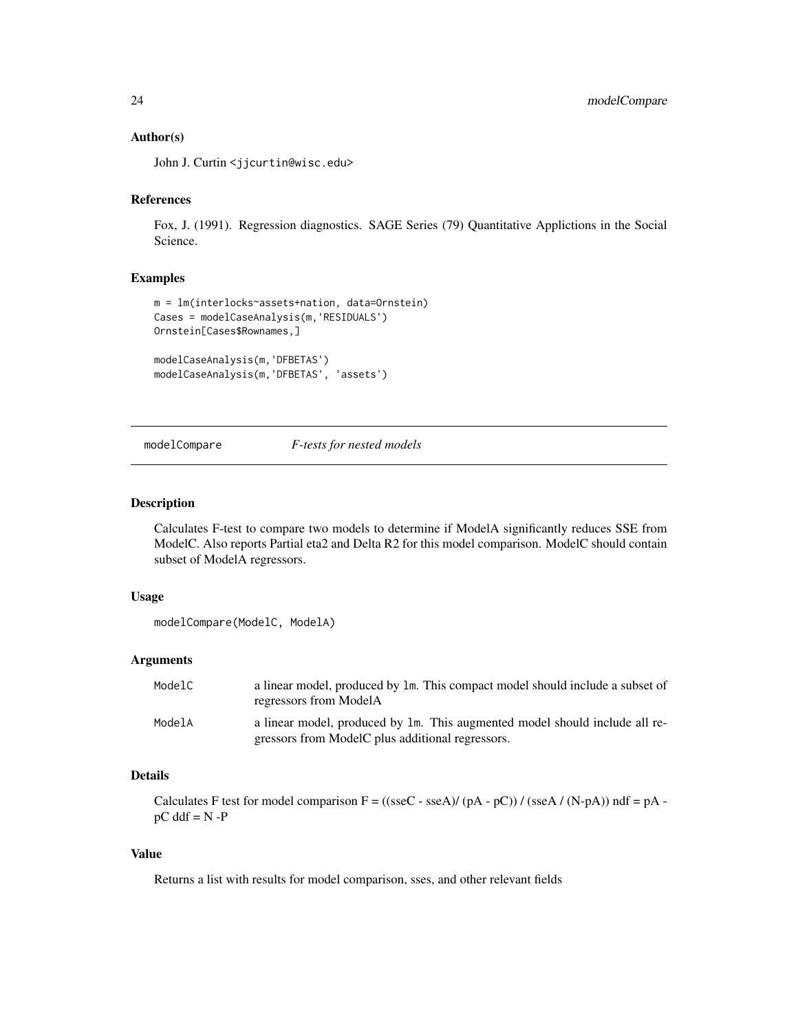### Author(s)

John J. Curtin <jjcurtin@wisc.edu>

### References

Fox, J. (1991). Regression diagnostics. SAGE Series (79) Quantitative Applictions in the Social Science.

### Examples

```
m = lm(interlocks~assets+nation, data=Ornstein)
Cases = modelCaseAnalysis(m,'RESIDUALS')
Ornstein[Cases$Rownames,]

modelCaseAnalysis(m,'DFBETAS')
modelCaseAnalysis(m,'DFBETAS', 'assets')
```

---

## modelCompare — *F-tests for nested models*

### Description

Calculates F-test to compare two models to determine if ModelA significantly reduces SSE from ModelC. Also reports Partial eta2 and Delta R2 for this model comparison. ModelC should contain subset of ModelA regressors.

### Usage

```
modelCompare(ModelC, ModelA)
```

### Arguments

| | |
|---|---|
| ModelC | a linear model, produced by `lm`. This compact model should include a subset of regressors from ModelA |
| ModelA | a linear model, produced by `lm`. This augmented model should include all regressors from ModelC plus additional regressors. |

### Details

Calculates F test for model comparison $F = ((sseC - sseA)/ (pA - pC)) / (sseA / (N-pA))$ $ndf = pA - pC$ $ddf = N -P$

### Value

Returns a list with results for model comparison, sses, and other relevant fields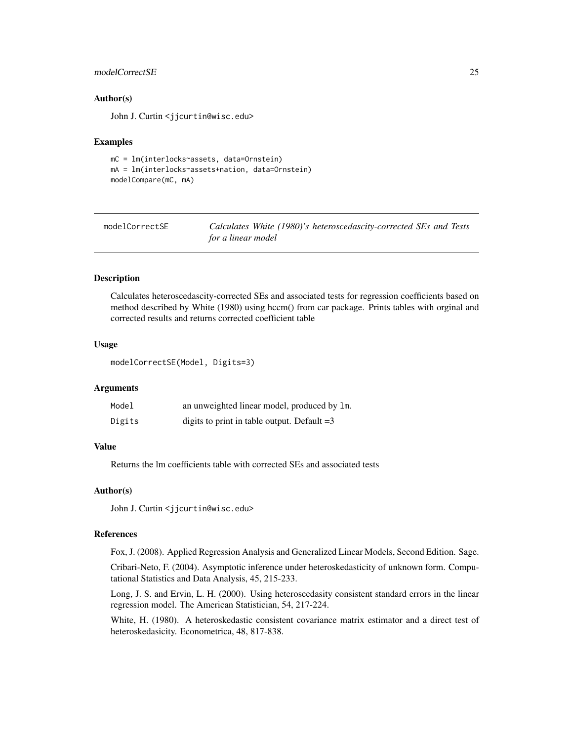### Author(s)

John J. Curtin <jjcurtin@wisc.edu>

### Examples

```
mC = lm(interlocks~assets, data=Ornstein)
mA = lm(interlocks~assets+nation, data=Ornstein)
modelCompare(mC, mA)
```

---

## modelCorrectSE — *Calculates White (1980)'s heteroscedascity-corrected SEs and Tests for a linear model*

---

### Description

Calculates heteroscedascity-corrected SEs and associated tests for regression coefficients based on method described by White (1980) using hccm() from car package. Prints tables with orginal and corrected results and returns corrected coefficient table

### Usage

```
modelCorrectSE(Model, Digits=3)
```

### Arguments

| | |
|---|---|
| `Model` | an unweighted linear model, produced by `lm`. |
| `Digits` | digits to print in table output. Default =3 |

### Value

Returns the lm coefficients table with corrected SEs and associated tests

### Author(s)

John J. Curtin <jjcurtin@wisc.edu>

### References

Fox, J. (2008). Applied Regression Analysis and Generalized Linear Models, Second Edition. Sage.

Cribari-Neto, F. (2004). Asymptotic inference under heteroskedasticity of unknown form. Computational Statistics and Data Analysis, 45, 215-233.

Long, J. S. and Ervin, L. H. (2000). Using heteroscedasity consistent standard errors in the linear regression model. The American Statistician, 54, 217-224.

White, H. (1980). A heteroskedastic consistent covariance matrix estimator and a direct test of heteroskedasicity. Econometrica, 48, 817-838.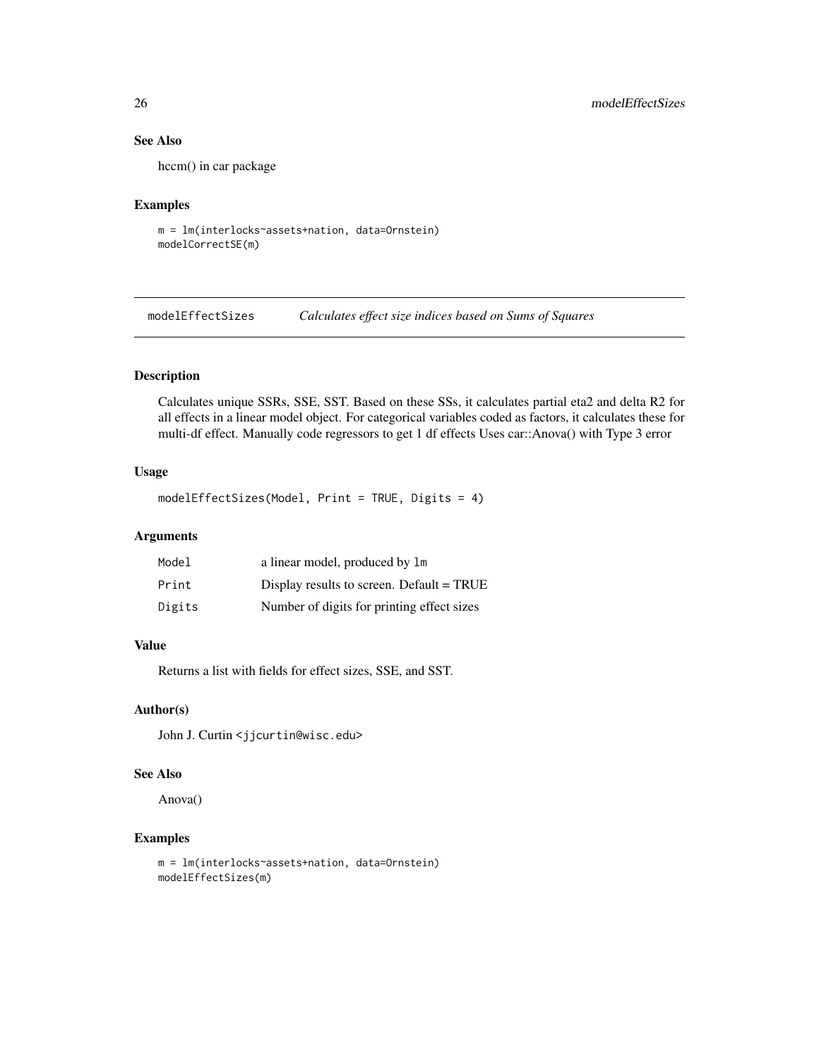### See Also

hccm() in car package

### Examples

```
m = lm(interlocks~assets+nation, data=Ornstein)
modelCorrectSE(m)
```

---

## modelEffectSizes    *Calculates effect size indices based on Sums of Squares*

---

### Description

Calculates unique SSRs, SSE, SST. Based on these SSs, it calculates partial eta2 and delta R2 for all effects in a linear model object. For categorical variables coded as factors, it calculates these for multi-df effect. Manually code regressors to get 1 df effects Uses car::Anova() with Type 3 error

### Usage

```
modelEffectSizes(Model, Print = TRUE, Digits = 4)
```

### Arguments

| | |
|---|---|
| `Model` | a linear model, produced by `lm` |
| `Print` | Display results to screen. Default = TRUE |
| `Digits` | Number of digits for printing effect sizes |

### Value

Returns a list with fields for effect sizes, SSE, and SST.

### Author(s)

John J. Curtin <jjcurtin@wisc.edu>

### See Also

Anova()

### Examples

```
m = lm(interlocks~assets+nation, data=Ornstein)
modelEffectSizes(m)
```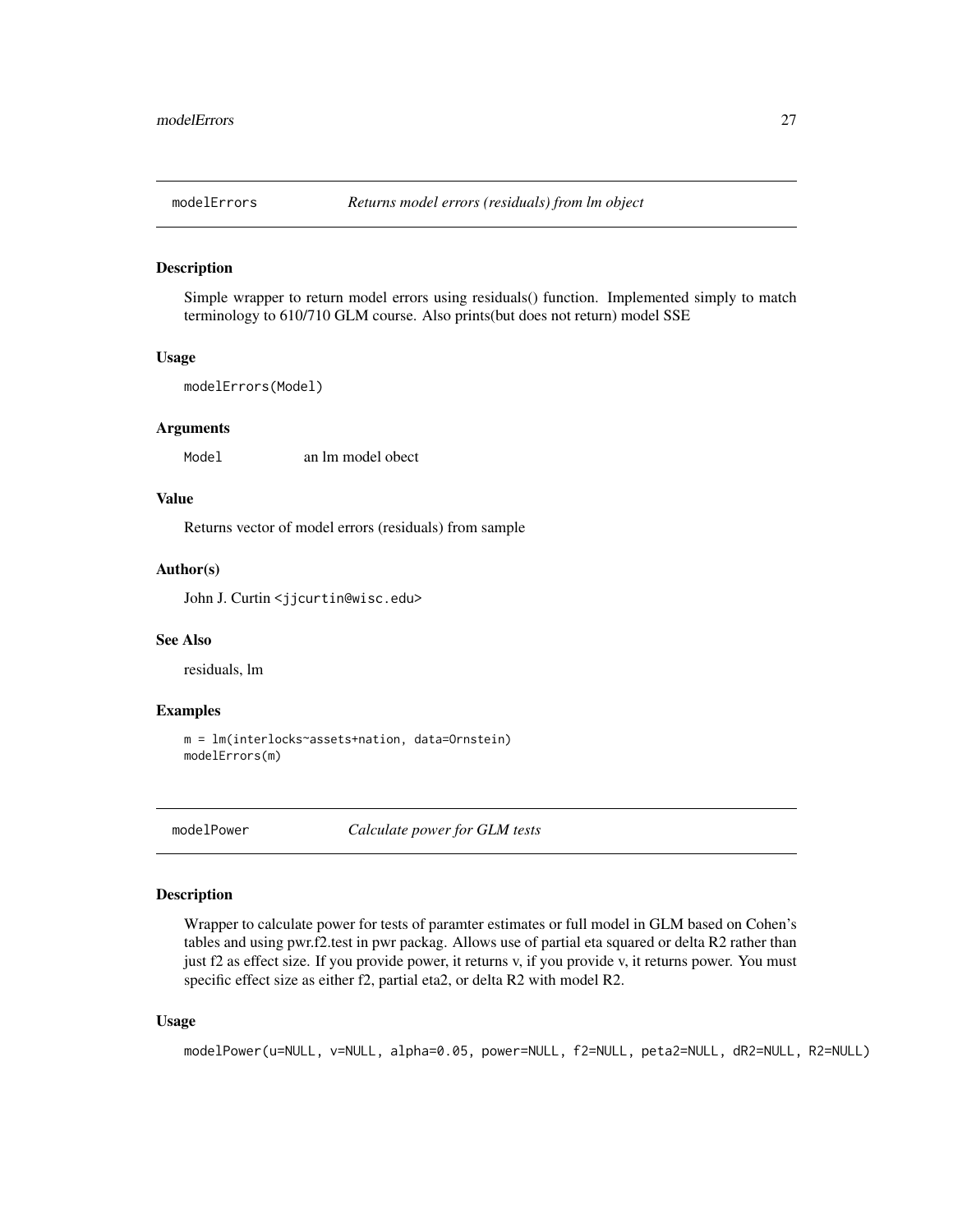## modelErrors — *Returns model errors (residuals) from lm object*

### Description

Simple wrapper to return model errors using residuals() function. Implemented simply to match terminology to 610/710 GLM course. Also prints(but does not return) model SSE

### Usage

```
modelErrors(Model)
```

### Arguments

| | |
|---|---|
| Model | an lm model obect |

### Value

Returns vector of model errors (residuals) from sample

### Author(s)

John J. Curtin <jjcurtin@wisc.edu>

### See Also

residuals, lm

### Examples

```
m = lm(interlocks~assets+nation, data=Ornstein)
modelErrors(m)
```

## modelPower — *Calculate power for GLM tests*

### Description

Wrapper to calculate power for tests of paramter estimates or full model in GLM based on Cohen's tables and using pwr.f2.test in pwr packag. Allows use of partial eta squared or delta R2 rather than just f2 as effect size. If you provide power, it returns v, if you provide v, it returns power. You must specific effect size as either f2, partial eta2, or delta R2 with model R2.

### Usage

```
modelPower(u=NULL, v=NULL, alpha=0.05, power=NULL, f2=NULL, peta2=NULL, dR2=NULL, R2=NULL)
```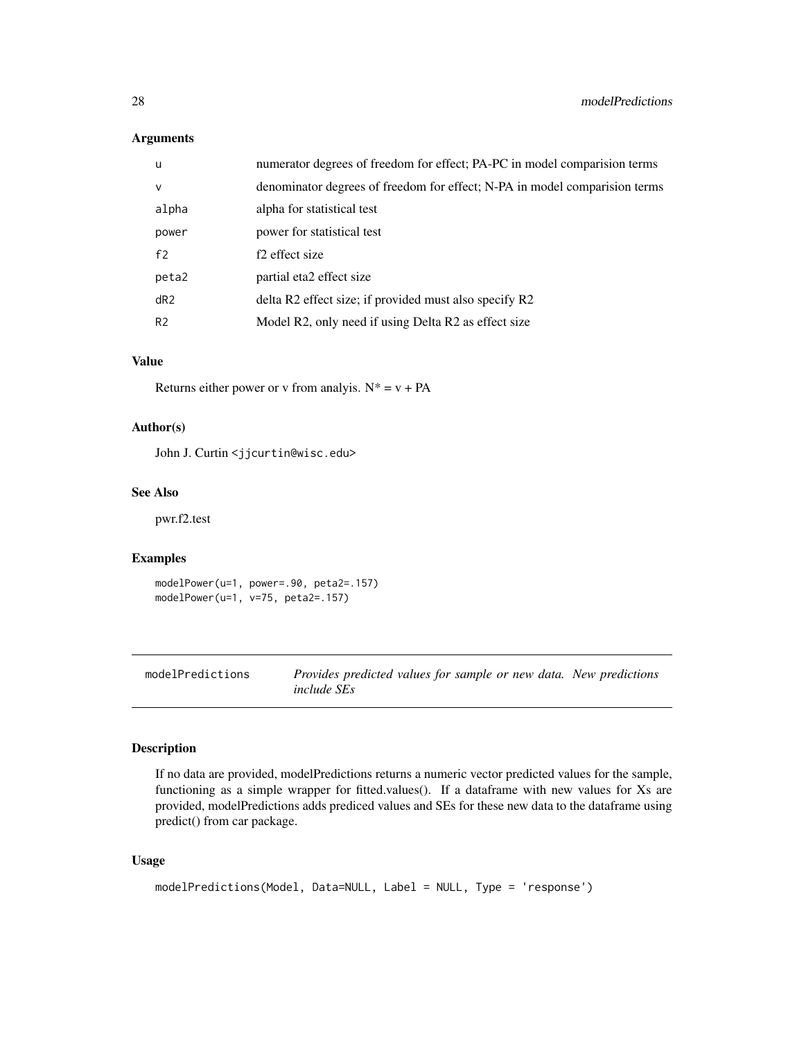### Arguments

| | |
|---|---|
| u | numerator degrees of freedom for effect; PA-PC in model comparision terms |
| v | denominator degrees of freedom for effect; N-PA in model comparision terms |
| alpha | alpha for statistical test |
| power | power for statistical test |
| f2 | f2 effect size |
| peta2 | partial eta2 effect size |
| dR2 | delta R2 effect size; if provided must also specify R2 |
| R2 | Model R2, only need if using Delta R2 as effect size |

### Value

Returns either power or v from analyis. N* = v + PA

### Author(s)

John J. Curtin <jjcurtin@wisc.edu>

### See Also

pwr.f2.test

### Examples

```
modelPower(u=1, power=.90, peta2=.157)
modelPower(u=1, v=75, peta2=.157)
```

---

## modelPredictions — *Provides predicted values for sample or new data. New predictions include SEs*

---

### Description

If no data are provided, modelPredictions returns a numeric vector predicted values for the sample, functioning as a simple wrapper for fitted.values(). If a dataframe with new values for Xs are provided, modelPredictions adds prediced values and SEs for these new data to the dataframe using predict() from car package.

### Usage

```
modelPredictions(Model, Data=NULL, Label = NULL, Type = 'response')
```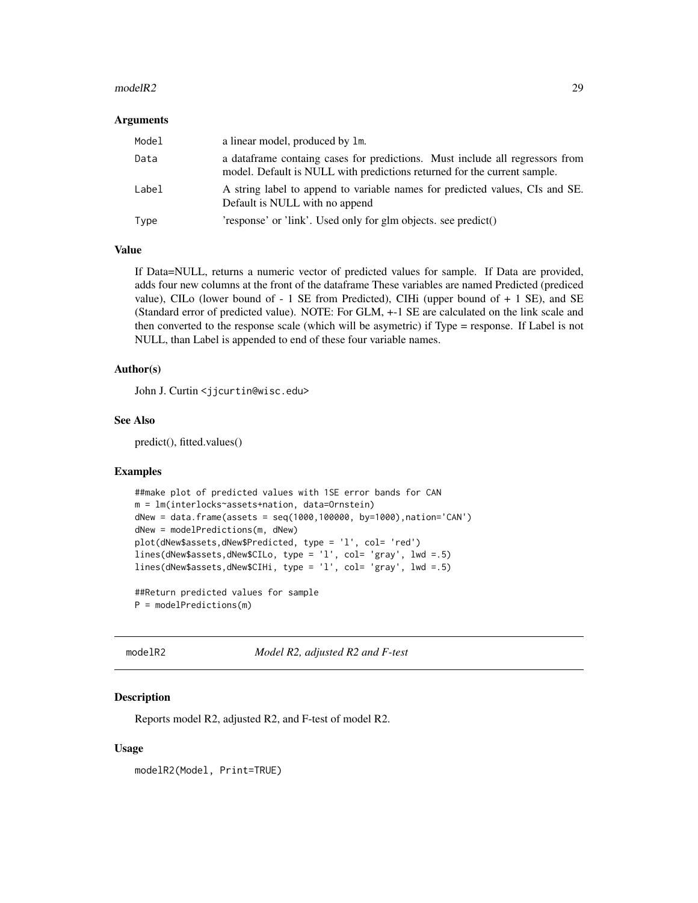### Arguments

| | |
|---|---|
| `Model` | a linear model, produced by `lm`. |
| `Data` | a dataframe containg cases for predictions. Must include all regressors from model. Default is NULL with predictions returned for the current sample. |
| `Label` | A string label to append to variable names for predicted values, CIs and SE. Default is NULL with no append |
| `Type` | 'response' or 'link'. Used only for glm objects. see predict() |

### Value

If Data=NULL, returns a numeric vector of predicted values for sample. If Data are provided, adds four new columns at the front of the dataframe These variables are named Predicted (prediced value), CILo (lower bound of - 1 SE from Predicted), CIHi (upper bound of + 1 SE), and SE (Standard error of predicted value). NOTE: For GLM, +-1 SE are calculated on the link scale and then converted to the response scale (which will be asymetric) if Type = response. If Label is not NULL, than Label is appended to end of these four variable names.

### Author(s)

John J. Curtin <jjcurtin@wisc.edu>

### See Also

predict(), fitted.values()

### Examples

```
##make plot of predicted values with 1SE error bands for CAN
m = lm(interlocks~assets+nation, data=Ornstein)
dNew = data.frame(assets = seq(1000,100000, by=1000),nation='CAN')
dNew = modelPredictions(m, dNew)
plot(dNew$assets,dNew$Predicted, type = 'l', col= 'red')
lines(dNew$assets,dNew$CILo, type = 'l', col= 'gray', lwd =.5)
lines(dNew$assets,dNew$CIHi, type = 'l', col= 'gray', lwd =.5)

##Return predicted values for sample
P = modelPredictions(m)
```

---

## modelR2 — *Model R2, adjusted R2 and F-test*

### Description

Reports model R2, adjusted R2, and F-test of model R2.

### Usage

```
modelR2(Model, Print=TRUE)
```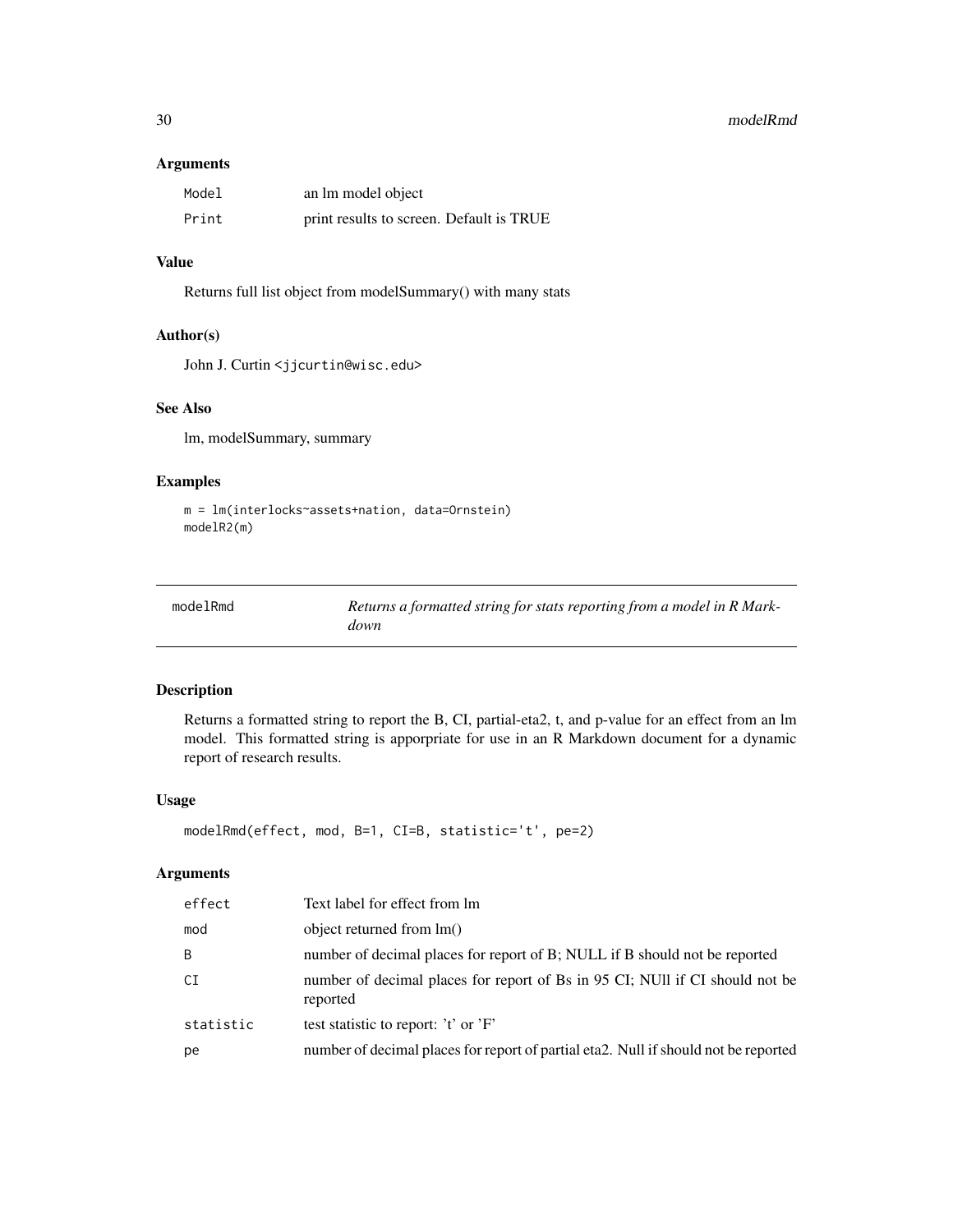### Arguments

| | |
|---|---|
| Model | an lm model object |
| Print | print results to screen. Default is TRUE |

### Value

Returns full list object from modelSummary() with many stats

### Author(s)

John J. Curtin <jjcurtin@wisc.edu>

### See Also

lm, modelSummary, summary

### Examples

```
m = lm(interlocks~assets+nation, data=Ornstein)
modelR2(m)
```

---

## modelRmd — *Returns a formatted string for stats reporting from a model in R Markdown*

### Description

Returns a formatted string to report the B, CI, partial-eta2, t, and p-value for an effect from an lm model. This formatted string is apporpriate for use in an R Markdown document for a dynamic report of research results.

### Usage

```
modelRmd(effect, mod, B=1, CI=B, statistic='t', pe=2)
```

### Arguments

| | |
|---|---|
| effect | Text label for effect from lm |
| mod | object returned from lm() |
| B | number of decimal places for report of B; NULL if B should not be reported |
| CI | number of decimal places for report of Bs in 95 CI; NUll if CI should not be reported |
| statistic | test statistic to report: 't' or 'F' |
| pe | number of decimal places for report of partial eta2. Null if should not be reported |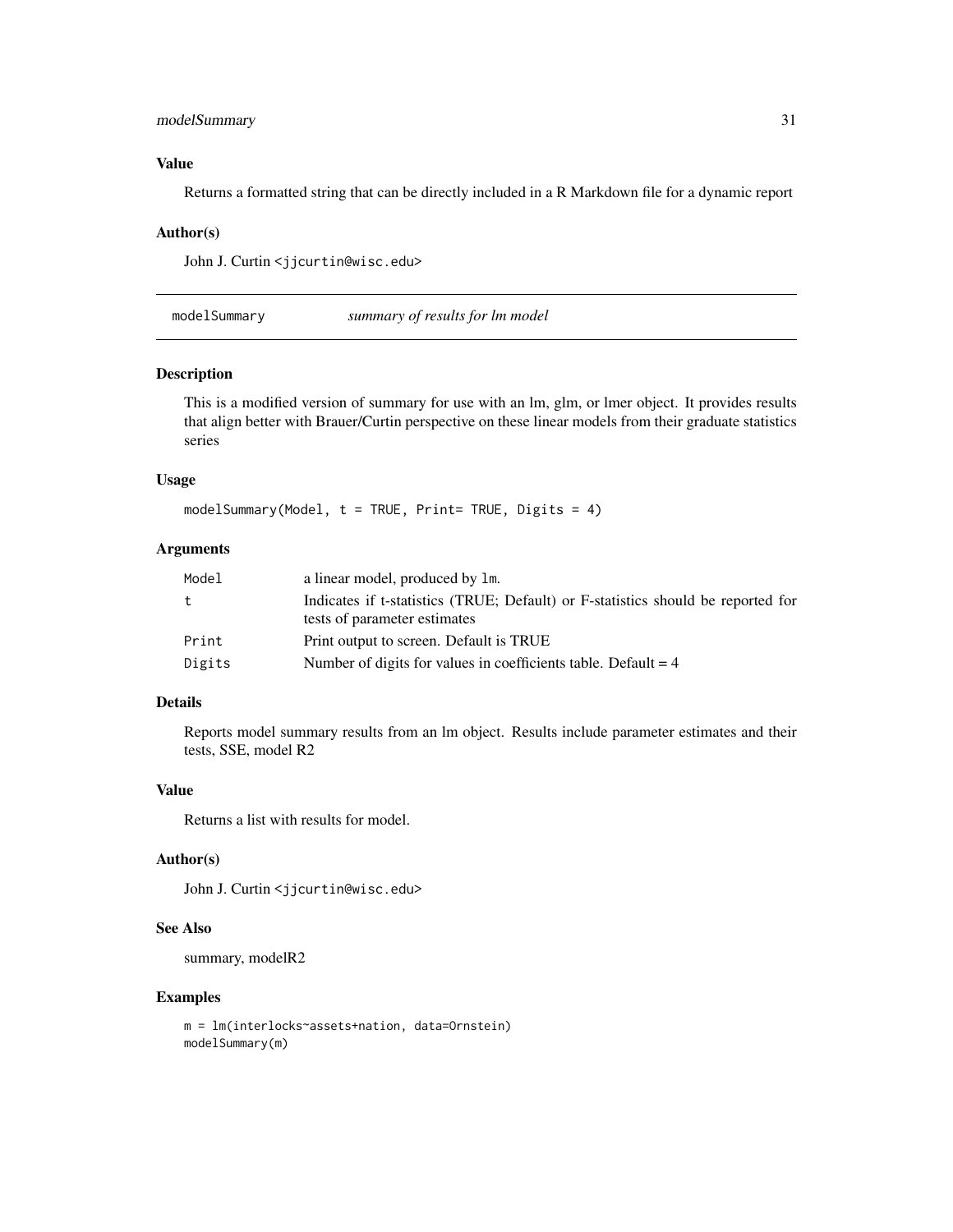### Value

Returns a formatted string that can be directly included in a R Markdown file for a dynamic report

### Author(s)

John J. Curtin <jjcurtin@wisc.edu>

---

## modelSummary — *summary of results for lm model*

### Description

This is a modified version of summary for use with an lm, glm, or lmer object. It provides results that align better with Brauer/Curtin perspective on these linear models from their graduate statistics series

### Usage

```
modelSummary(Model, t = TRUE, Print= TRUE, Digits = 4)
```

### Arguments

| | |
|---|---|
| Model | a linear model, produced by `lm`. |
| t | Indicates if t-statistics (TRUE; Default) or F-statistics should be reported for tests of parameter estimates |
| Print | Print output to screen. Default is TRUE |
| Digits | Number of digits for values in coefficients table. Default = 4 |

### Details

Reports model summary results from an lm object. Results include parameter estimates and their tests, SSE, model R2

### Value

Returns a list with results for model.

### Author(s)

John J. Curtin <jjcurtin@wisc.edu>

### See Also

summary, modelR2

### Examples

```
m = lm(interlocks~assets+nation, data=Ornstein)
modelSummary(m)
```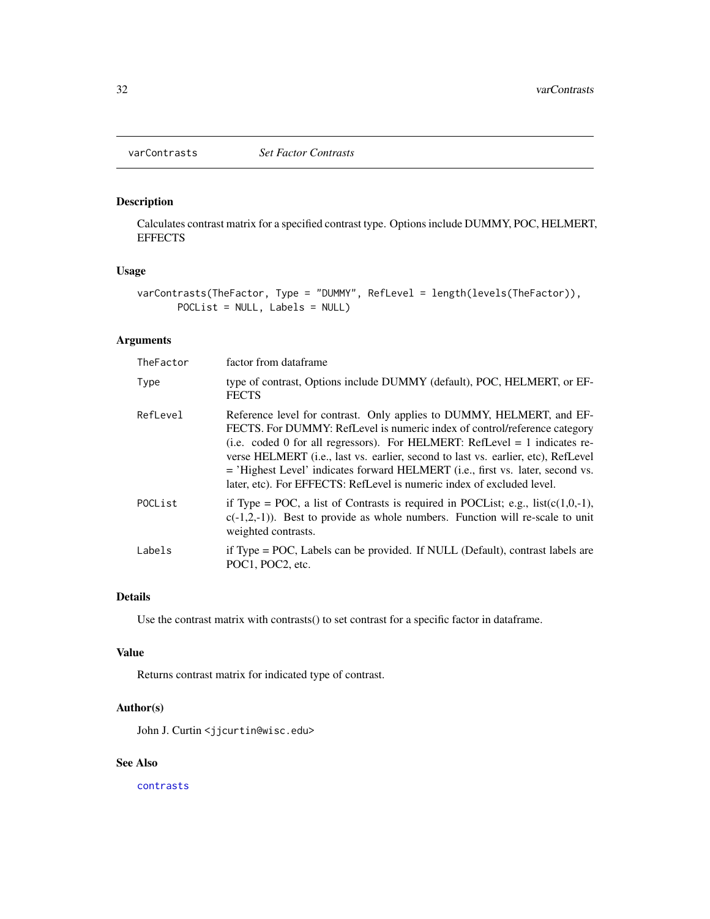## varContrasts *Set Factor Contrasts*

### Description

Calculates contrast matrix for a specified contrast type. Options include DUMMY, POC, HELMERT, EFFECTS

### Usage

```
varContrasts(TheFactor, Type = "DUMMY", RefLevel = length(levels(TheFactor)),
      POCList = NULL, Labels = NULL)
```

### Arguments

| | |
|---|---|
| `TheFactor` | factor from dataframe |
| `Type` | type of contrast, Options include DUMMY (default), POC, HELMERT, or EFFECTS |
| `RefLevel` | Reference level for contrast. Only applies to DUMMY, HELMERT, and EFFECTS. For DUMMY: RefLevel is numeric index of control/reference category (i.e. coded 0 for all regressors). For HELMERT: RefLevel = 1 indicates reverse HELMERT (i.e., last vs. earlier, second to last vs. earlier, etc), RefLevel = 'Highest Level' indicates forward HELMERT (i.e., first vs. later, second vs. later, etc). For EFFECTS: RefLevel is numeric index of excluded level. |
| `POCList` | if Type = POC, a list of Contrasts is required in POCList; e.g., list(c(1,0,-1), c(-1,2,-1)). Best to provide as whole numbers. Function will re-scale to unit weighted contrasts. |
| `Labels` | if Type = POC, Labels can be provided. If NULL (Default), contrast labels are POC1, POC2, etc. |

### Details

Use the contrast matrix with contrasts() to set contrast for a specific factor in dataframe.

### Value

Returns contrast matrix for indicated type of contrast.

### Author(s)

John J. Curtin <jjcurtin@wisc.edu>

### See Also

`contrasts`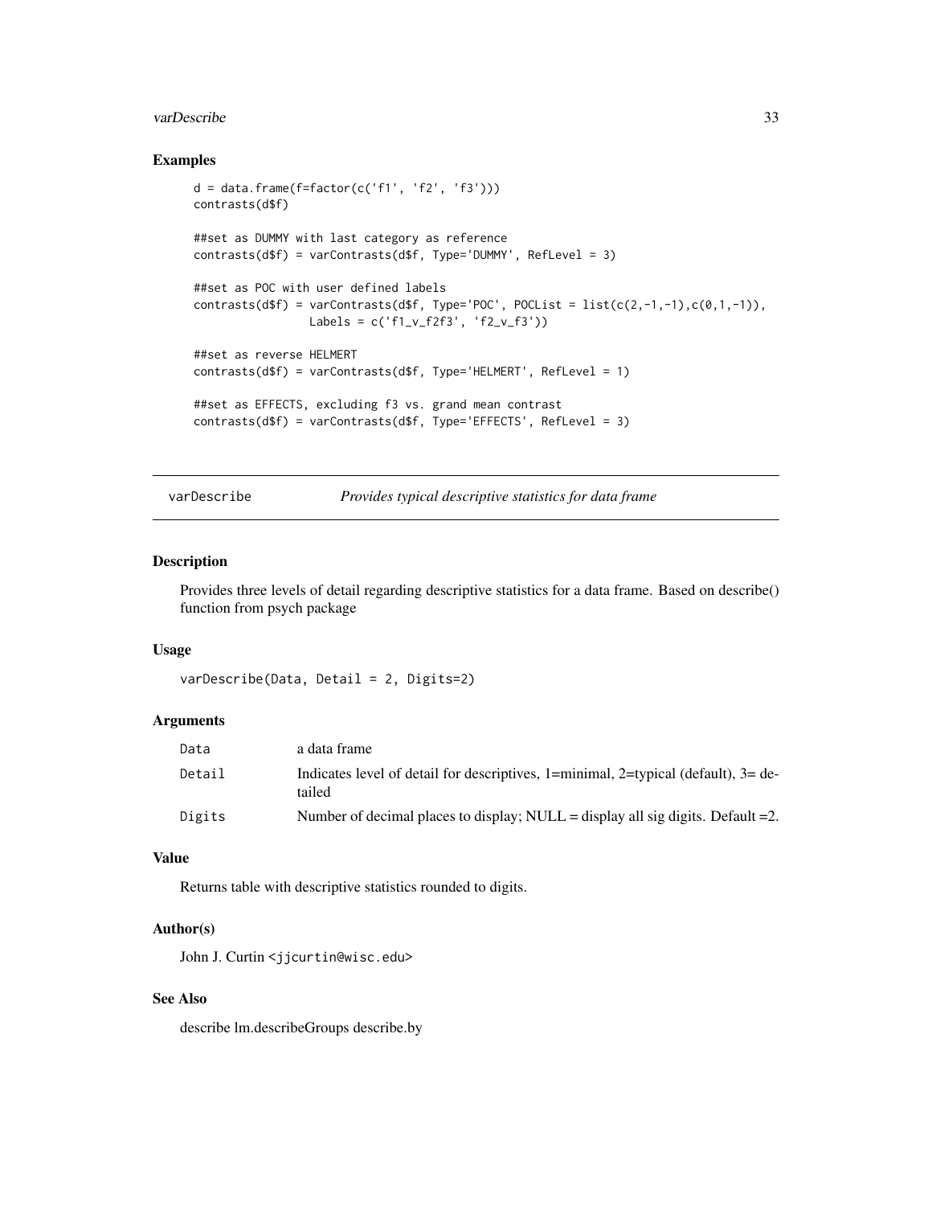### Examples

```
d = data.frame(f=factor(c('f1', 'f2', 'f3')))
contrasts(d$f)

##set as DUMMY with last category as reference
contrasts(d$f) = varContrasts(d$f, Type='DUMMY', RefLevel = 3)

##set as POC with user defined labels
contrasts(d$f) = varContrasts(d$f, Type='POC', POCList = list(c(2,-1,-1),c(0,1,-1)),
                 Labels = c('f1_v_f2f3', 'f2_v_f3'))

##set as reverse HELMERT
contrasts(d$f) = varContrasts(d$f, Type='HELMERT', RefLevel = 1)

##set as EFFECTS, excluding f3 vs. grand mean contrast
contrasts(d$f) = varContrasts(d$f, Type='EFFECTS', RefLevel = 3)
```

---

## varDescribe — *Provides typical descriptive statistics for data frame*

---

### Description

Provides three levels of detail regarding descriptive statistics for a data frame. Based on describe() function from psych package

### Usage

```
varDescribe(Data, Detail = 2, Digits=2)
```

### Arguments

| | |
|---|---|
| `Data` | a data frame |
| `Detail` | Indicates level of detail for descriptives, 1=minimal, 2=typical (default), 3= detailed |
| `Digits` | Number of decimal places to display; NULL = display all sig digits. Default =2. |

### Value

Returns table with descriptive statistics rounded to digits.

### Author(s)

John J. Curtin <jjcurtin@wisc.edu>

### See Also

describe lm.describeGroups describe.by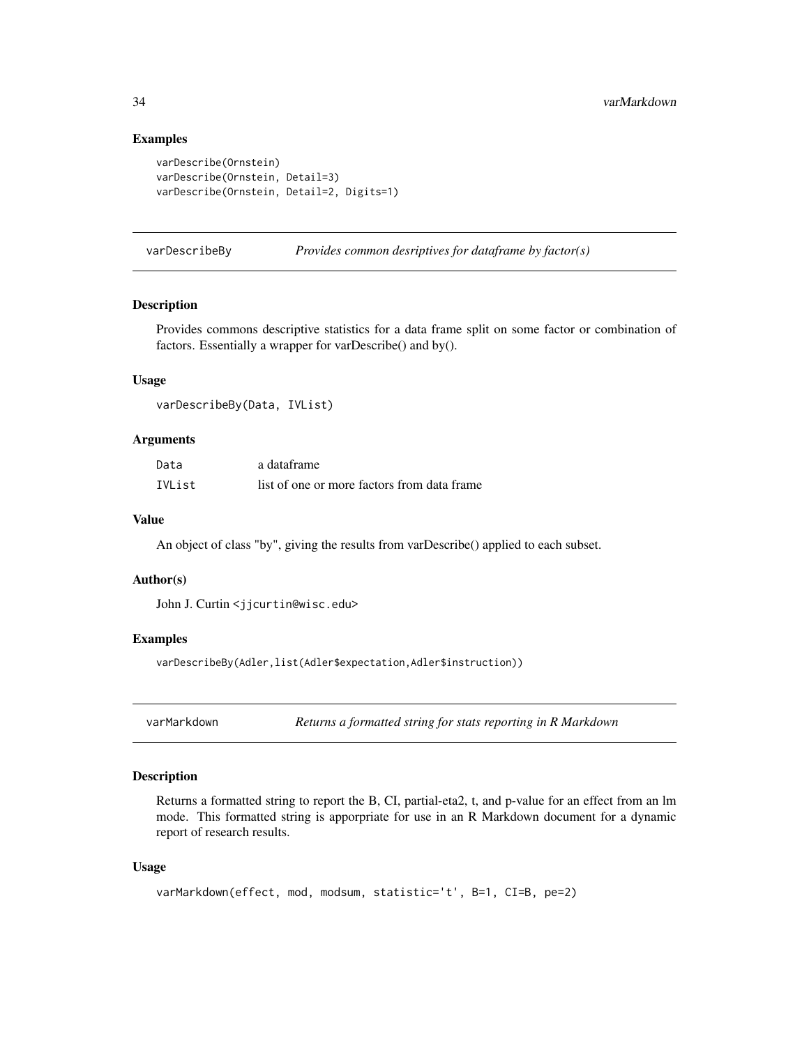### Examples

```
varDescribe(Ornstein)
varDescribe(Ornstein, Detail=3)
varDescribe(Ornstein, Detail=2, Digits=1)
```

---

## varDescribeBy — *Provides common desriptives for dataframe by factor(s)*

### Description

Provides commons descriptive statistics for a data frame split on some factor or combination of factors. Essentially a wrapper for varDescribe() and by().

### Usage

```
varDescribeBy(Data, IVList)
```

### Arguments

| | |
|---|---|
| Data | a dataframe |
| IVList | list of one or more factors from data frame |

### Value

An object of class "by", giving the results from varDescribe() applied to each subset.

### Author(s)

John J. Curtin <jjcurtin@wisc.edu>

### Examples

```
varDescribeBy(Adler,list(Adler$expectation,Adler$instruction))
```

---

## varMarkdown — *Returns a formatted string for stats reporting in R Markdown*

### Description

Returns a formatted string to report the B, CI, partial-eta2, t, and p-value for an effect from an lm mode. This formatted string is apporpriate for use in an R Markdown document for a dynamic report of research results.

### Usage

```
varMarkdown(effect, mod, modsum, statistic='t', B=1, CI=B, pe=2)
```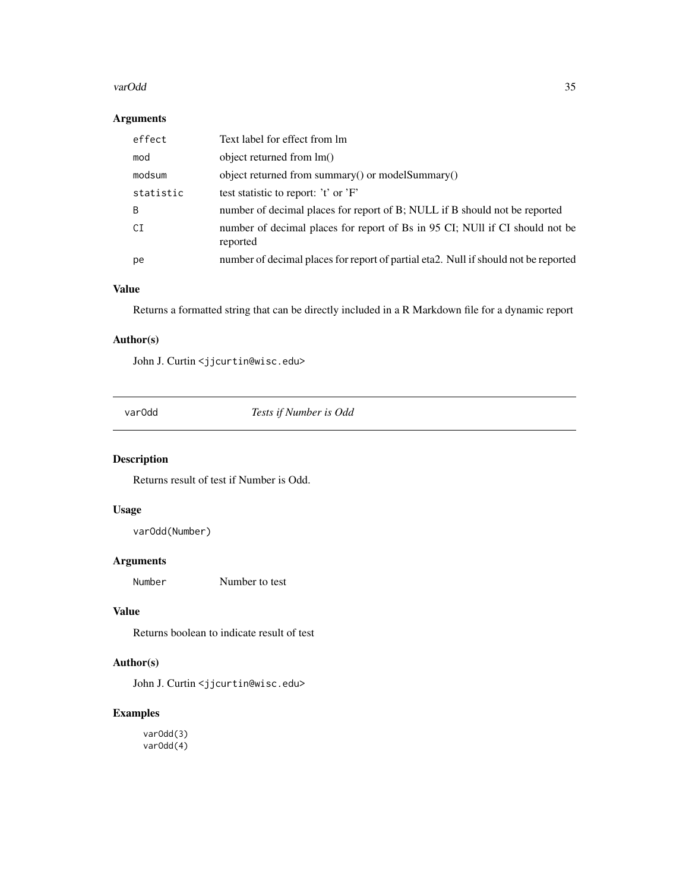## Arguments

| | |
|---|---|
| `effect` | Text label for effect from lm |
| `mod` | object returned from lm() |
| `modsum` | object returned from summary() or modelSummary() |
| `statistic` | test statistic to report: 't' or 'F' |
| `B` | number of decimal places for report of B; NULL if B should not be reported |
| `CI` | number of decimal places for report of Bs in 95 CI; NUll if CI should not be reported |
| `pe` | number of decimal places for report of partial eta2. Null if should not be reported |

## Value

Returns a formatted string that can be directly included in a R Markdown file for a dynamic report

## Author(s)

John J. Curtin <jjcurtin@wisc.edu>

---

# varOdd — *Tests if Number is Odd*

## Description

Returns result of test if Number is Odd.

## Usage

```
varOdd(Number)
```

## Arguments

| | |
|---|---|
| `Number` | Number to test |

## Value

Returns boolean to indicate result of test

## Author(s)

John J. Curtin <jjcurtin@wisc.edu>

## Examples

```
varOdd(3)
varOdd(4)
```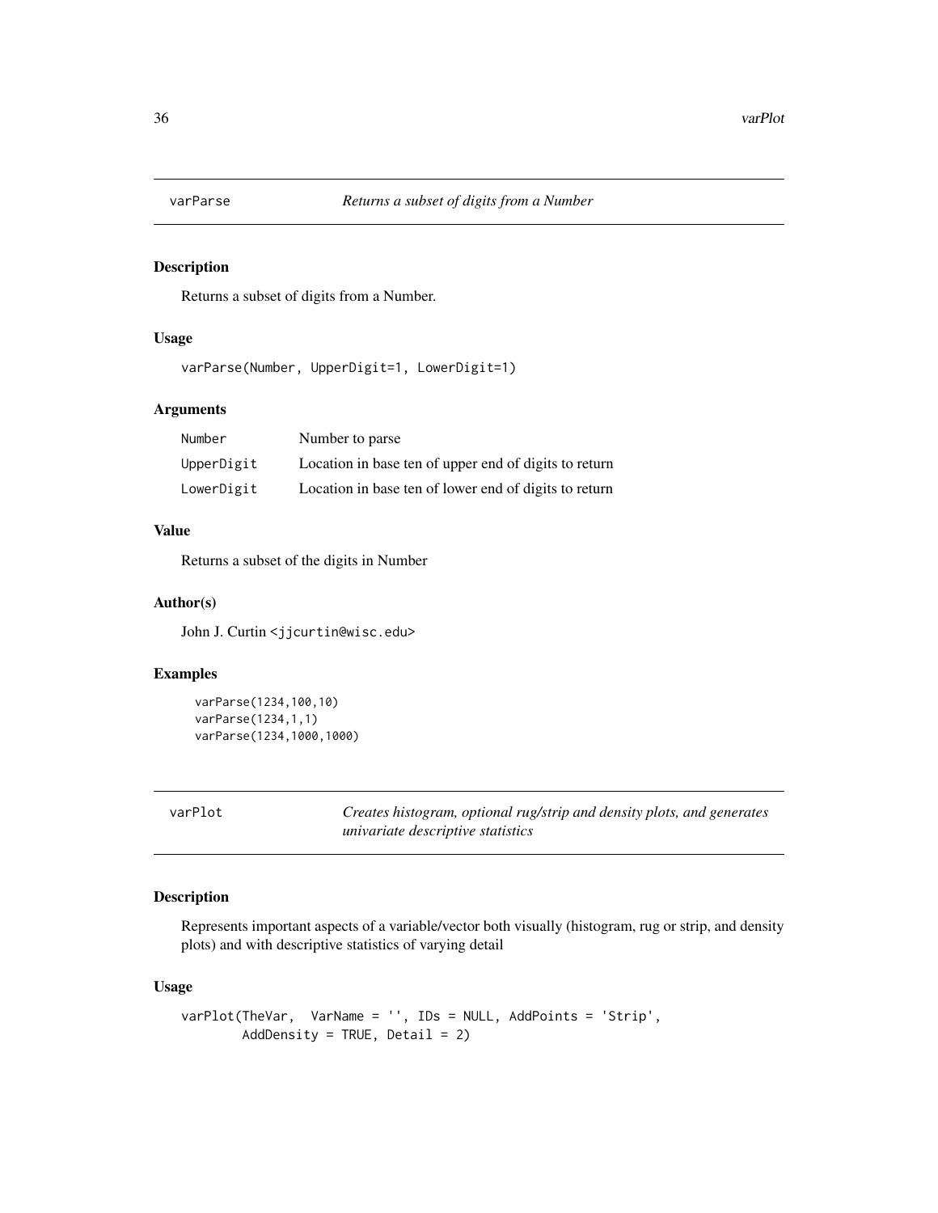## varParse *Returns a subset of digits from a Number*

### Description

Returns a subset of digits from a Number.

### Usage

```
varParse(Number, UpperDigit=1, LowerDigit=1)
```

### Arguments

| | |
|---|---|
| Number | Number to parse |
| UpperDigit | Location in base ten of upper end of digits to return |
| LowerDigit | Location in base ten of lower end of digits to return |

### Value

Returns a subset of the digits in Number

### Author(s)

John J. Curtin <jjcurtin@wisc.edu>

### Examples

```
varParse(1234,100,10)
varParse(1234,1,1)
varParse(1234,1000,1000)
```

## varPlot *Creates histogram, optional rug/strip and density plots, and generates univariate descriptive statistics*

### Description

Represents important aspects of a variable/vector both visually (histogram, rug or strip, and density plots) and with descriptive statistics of varying detail

### Usage

```
varPlot(TheVar,  VarName = '', IDs = NULL, AddPoints = 'Strip',
        AddDensity = TRUE, Detail = 2)
```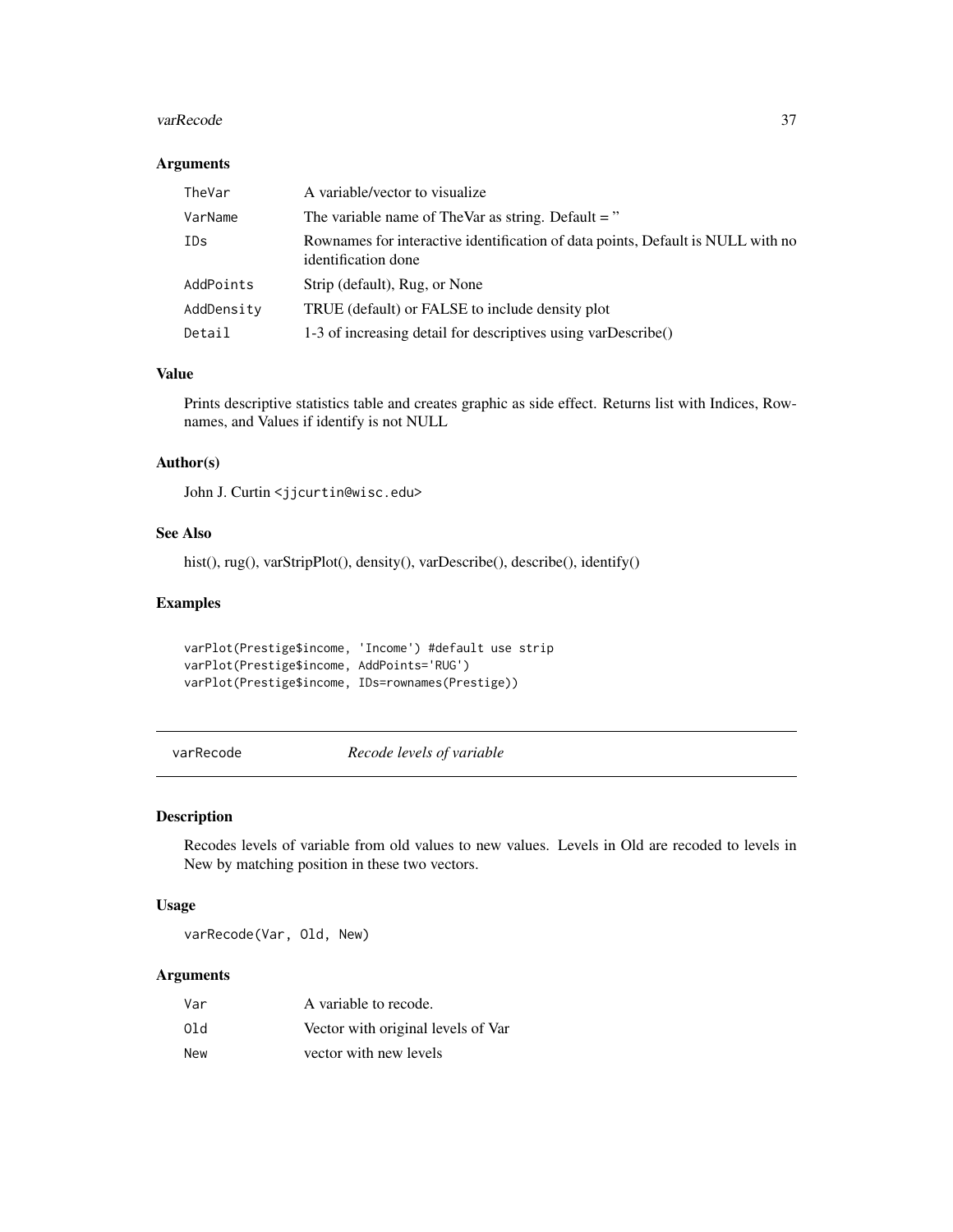## Arguments

| | |
|---|---|
| TheVar | A variable/vector to visualize |
| VarName | The variable name of TheVar as string. Default = '' |
| IDs | Rownames for interactive identification of data points, Default is NULL with no identification done |
| AddPoints | Strip (default), Rug, or None |
| AddDensity | TRUE (default) or FALSE to include density plot |
| Detail | 1-3 of increasing detail for descriptives using varDescribe() |

## Value

Prints descriptive statistics table and creates graphic as side effect. Returns list with Indices, Rownames, and Values if identify is not NULL

## Author(s)

John J. Curtin <jjcurtin@wisc.edu>

## See Also

hist(), rug(), varStripPlot(), density(), varDescribe(), describe(), identify()

## Examples

```
varPlot(Prestige$income, 'Income') #default use strip
varPlot(Prestige$income, AddPoints='RUG')
varPlot(Prestige$income, IDs=rownames(Prestige))
```

---

# varRecode *Recode levels of variable*

## Description

Recodes levels of variable from old values to new values. Levels in Old are recoded to levels in New by matching position in these two vectors.

## Usage

```
varRecode(Var, Old, New)
```

## Arguments

| | |
|---|---|
| Var | A variable to recode. |
| Old | Vector with original levels of Var |
| New | vector with new levels |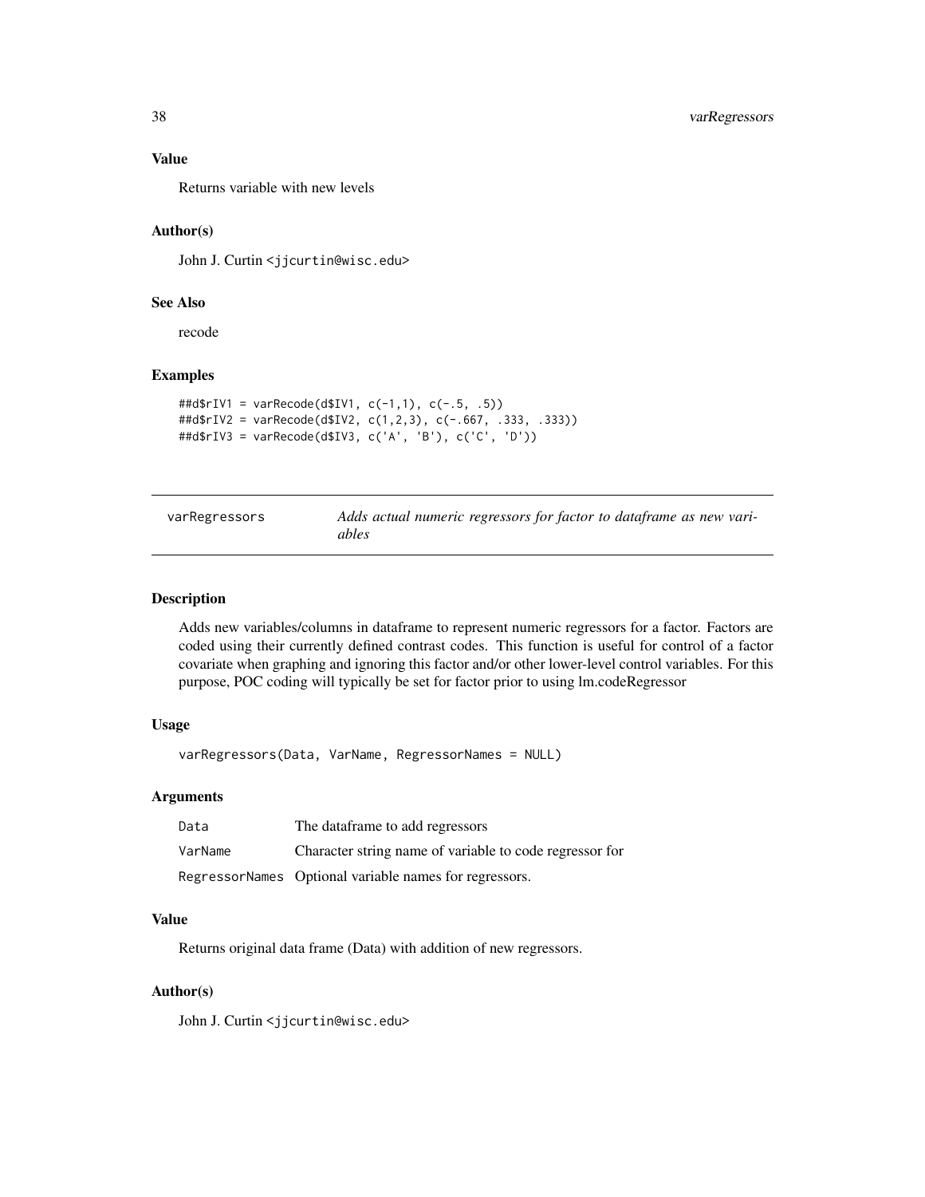### Value

Returns variable with new levels

### Author(s)

John J. Curtin <jjcurtin@wisc.edu>

### See Also

recode

### Examples

```
##d$rIV1 = varRecode(d$IV1, c(-1,1), c(-.5, .5))
##d$rIV2 = varRecode(d$IV2, c(1,2,3), c(-.667, .333, .333))
##d$rIV3 = varRecode(d$IV3, c('A', 'B'), c('C', 'D'))
```

---

## varRegressors — *Adds actual numeric regressors for factor to dataframe as new variables*

---

### Description

Adds new variables/columns in dataframe to represent numeric regressors for a factor. Factors are coded using their currently defined contrast codes. This function is useful for control of a factor covariate when graphing and ignoring this factor and/or other lower-level control variables. For this purpose, POC coding will typically be set for factor prior to using lm.codeRegressor

### Usage

```
varRegressors(Data, VarName, RegressorNames = NULL)
```

### Arguments

| | |
|---|---|
| `Data` | The dataframe to add regressors |
| `VarName` | Character string name of variable to code regressor for |
| `RegressorNames` | Optional variable names for regressors. |

### Value

Returns original data frame (Data) with addition of new regressors.

### Author(s)

John J. Curtin <jjcurtin@wisc.edu>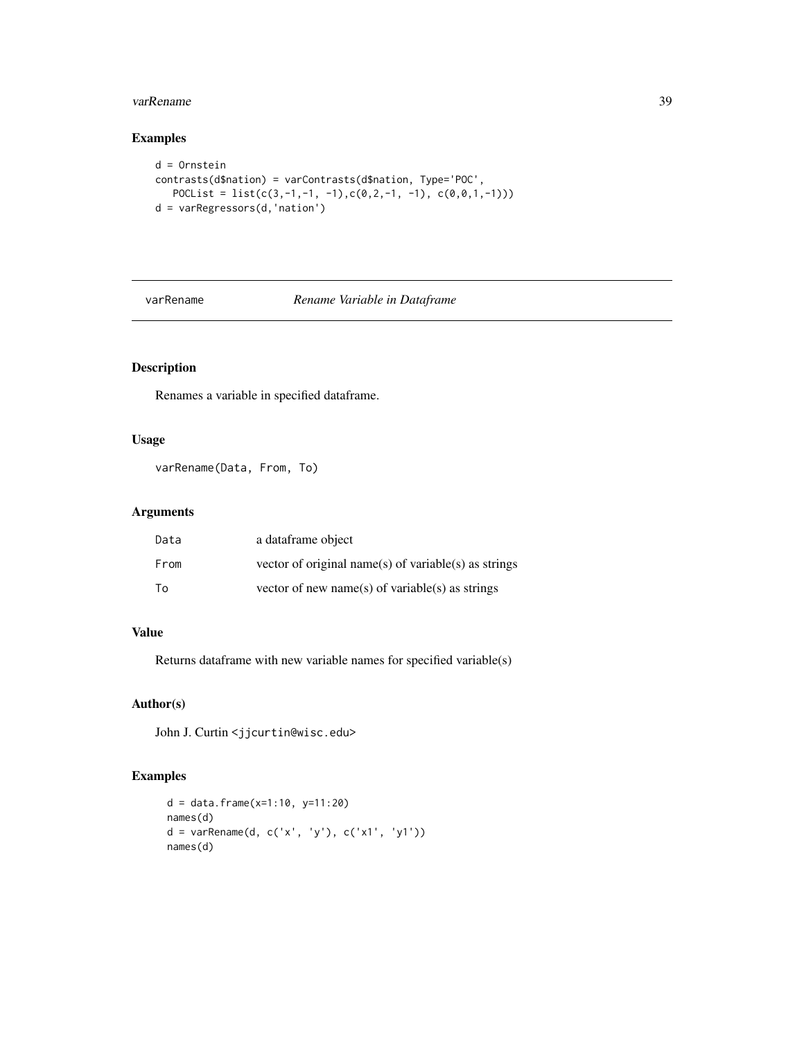## Examples

```
d = Ornstein
contrasts(d$nation) = varContrasts(d$nation, Type='POC',
   POCList = list(c(3,-1,-1, -1),c(0,2,-1, -1), c(0,0,1,-1)))
d = varRegressors(d,'nation')
```

---

# varRename *Rename Variable in Dataframe*

---

## Description

Renames a variable in specified dataframe.

## Usage

```
varRename(Data, From, To)
```

## Arguments

| | |
|---|---|
| Data | a dataframe object |
| From | vector of original name(s) of variable(s) as strings |
| To | vector of new name(s) of variable(s) as strings |

## Value

Returns dataframe with new variable names for specified variable(s)

## Author(s)

John J. Curtin <jjcurtin@wisc.edu>

## Examples

```
d = data.frame(x=1:10, y=11:20)
names(d)
d = varRename(d, c('x', 'y'), c('x1', 'y1'))
names(d)
```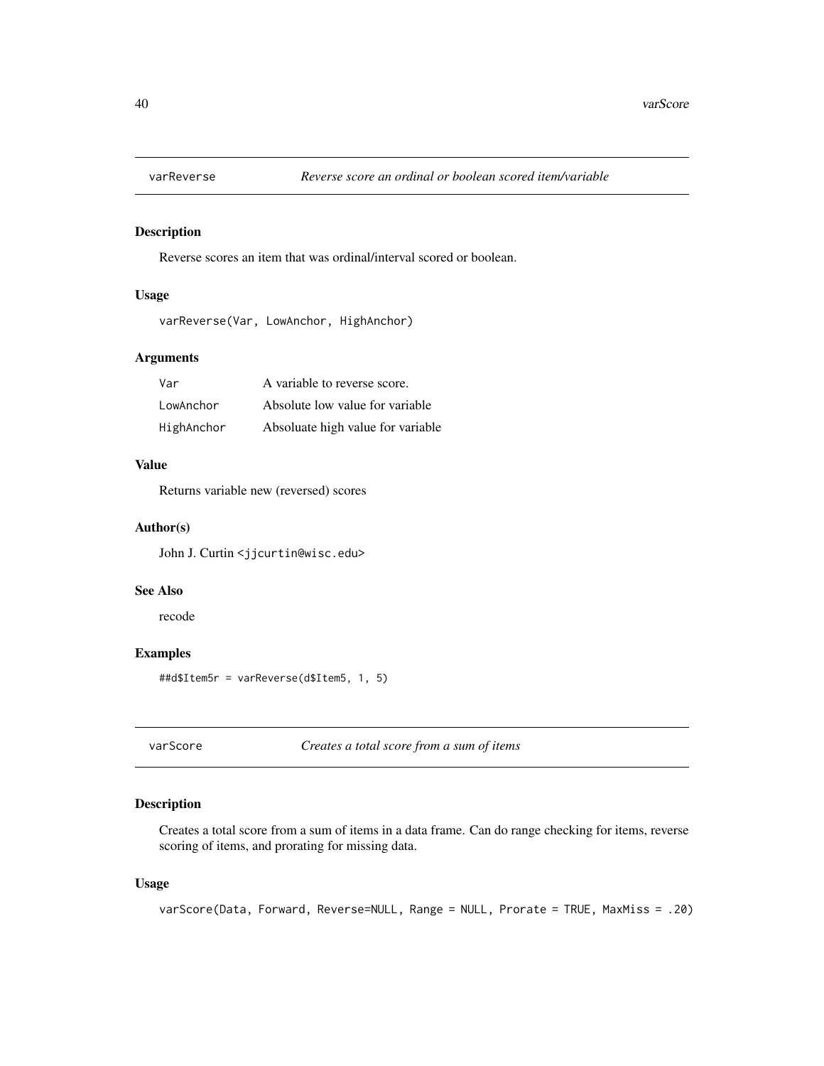## varReverse *Reverse score an ordinal or boolean scored item/variable*

### Description

Reverse scores an item that was ordinal/interval scored or boolean.

### Usage

```
varReverse(Var, LowAnchor, HighAnchor)
```

### Arguments

| | |
|---|---|
| `Var` | A variable to reverse score. |
| `LowAnchor` | Absolute low value for variable |
| `HighAnchor` | Absoluate high value for variable |

### Value

Returns variable new (reversed) scores

### Author(s)

John J. Curtin <jjcurtin@wisc.edu>

### See Also

recode

### Examples

```
##d$Item5r = varReverse(d$Item5, 1, 5)
```

## varScore *Creates a total score from a sum of items*

### Description

Creates a total score from a sum of items in a data frame. Can do range checking for items, reverse scoring of items, and prorating for missing data.

### Usage

```
varScore(Data, Forward, Reverse=NULL, Range = NULL, Prorate = TRUE, MaxMiss = .20)
```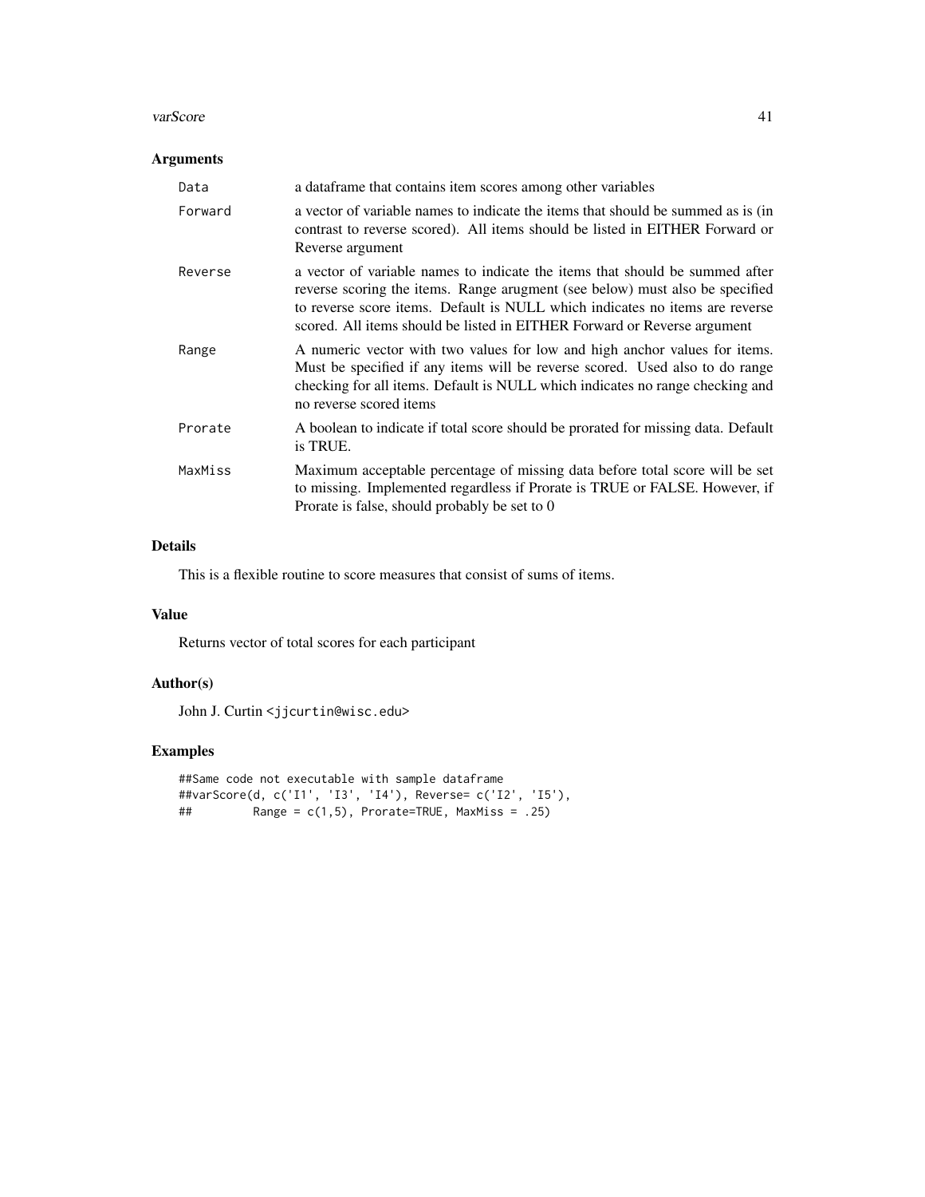### Arguments

| | |
|---|---|
| `Data` | a dataframe that contains item scores among other variables |
| `Forward` | a vector of variable names to indicate the items that should be summed as is (in contrast to reverse scored). All items should be listed in EITHER Forward or Reverse argument |
| `Reverse` | a vector of variable names to indicate the items that should be summed after reverse scoring the items. Range arugment (see below) must also be specified to reverse score items. Default is NULL which indicates no items are reverse scored. All items should be listed in EITHER Forward or Reverse argument |
| `Range` | A numeric vector with two values for low and high anchor values for items. Must be specified if any items will be reverse scored. Used also to do range checking for all items. Default is NULL which indicates no range checking and no reverse scored items |
| `Prorate` | A boolean to indicate if total score should be prorated for missing data. Default is TRUE. |
| `MaxMiss` | Maximum acceptable percentage of missing data before total score will be set to missing. Implemented regardless if Prorate is TRUE or FALSE. However, if Prorate is false, should probably be set to 0 |

### Details

This is a flexible routine to score measures that consist of sums of items.

### Value

Returns vector of total scores for each participant

### Author(s)

John J. Curtin <jjcurtin@wisc.edu>

### Examples

```
##Same code not executable with sample dataframe
##varScore(d, c('I1', 'I3', 'I4'), Reverse= c('I2', 'I5'),
##         Range = c(1,5), Prorate=TRUE, MaxMiss = .25)
```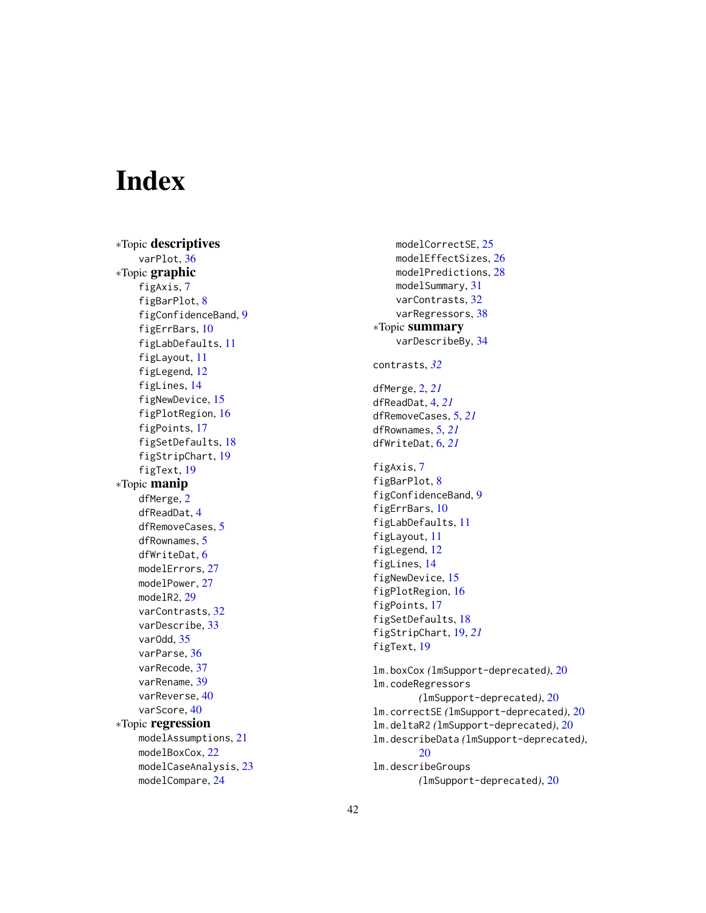# Index

*Topic **descriptives**
  varPlot, 36
*Topic **graphic**
  figAxis, 7
  figBarPlot, 8
  figConfidenceBand, 9
  figErrBars, 10
  figLabDefaults, 11
  figLayout, 11
  figLegend, 12
  figLines, 14
  figNewDevice, 15
  figPlotRegion, 16
  figPoints, 17
  figSetDefaults, 18
  figStripChart, 19
  figText, 19
*Topic **manip**
  dfMerge, 2
  dfReadDat, 4
  dfRemoveCases, 5
  dfRownames, 5
  dfWriteDat, 6
  modelErrors, 27
  modelPower, 27
  modelR2, 29
  varContrasts, 32
  varDescribe, 33
  varOdd, 35
  varParse, 36
  varRecode, 37
  varRename, 39
  varReverse, 40
  varScore, 40
*Topic **regression**
  modelAssumptions, 21
  modelBoxCox, 22
  modelCaseAnalysis, 23
  modelCompare, 24
  modelCorrectSE, 25
  modelEffectSizes, 26
  modelPredictions, 28
  modelSummary, 31
  varContrasts, 32
  varRegressors, 38
*Topic **summary**
  varDescribeBy, 34

contrasts, *32*

dfMerge, 2, *21*
dfReadDat, 4, *21*
dfRemoveCases, 5, *21*
dfRownames, 5, *21*
dfWriteDat, 6, *21*

figAxis, 7
figBarPlot, 8
figConfidenceBand, 9
figErrBars, 10
figLabDefaults, 11
figLayout, 11
figLegend, 12
figLines, 14
figNewDevice, 15
figPlotRegion, 16
figPoints, 17
figSetDefaults, 18
figStripChart, 19, *21*
figText, 19

lm.boxCox *(*lmSupport-deprecated*)*, 20
lm.codeRegressors *(*lmSupport-deprecated*)*, 20
lm.correctSE *(*lmSupport-deprecated*)*, 20
lm.deltaR2 *(*lmSupport-deprecated*)*, 20
lm.describeData *(*lmSupport-deprecated*)*, 20
lm.describeGroups *(*lmSupport-deprecated*)*, 20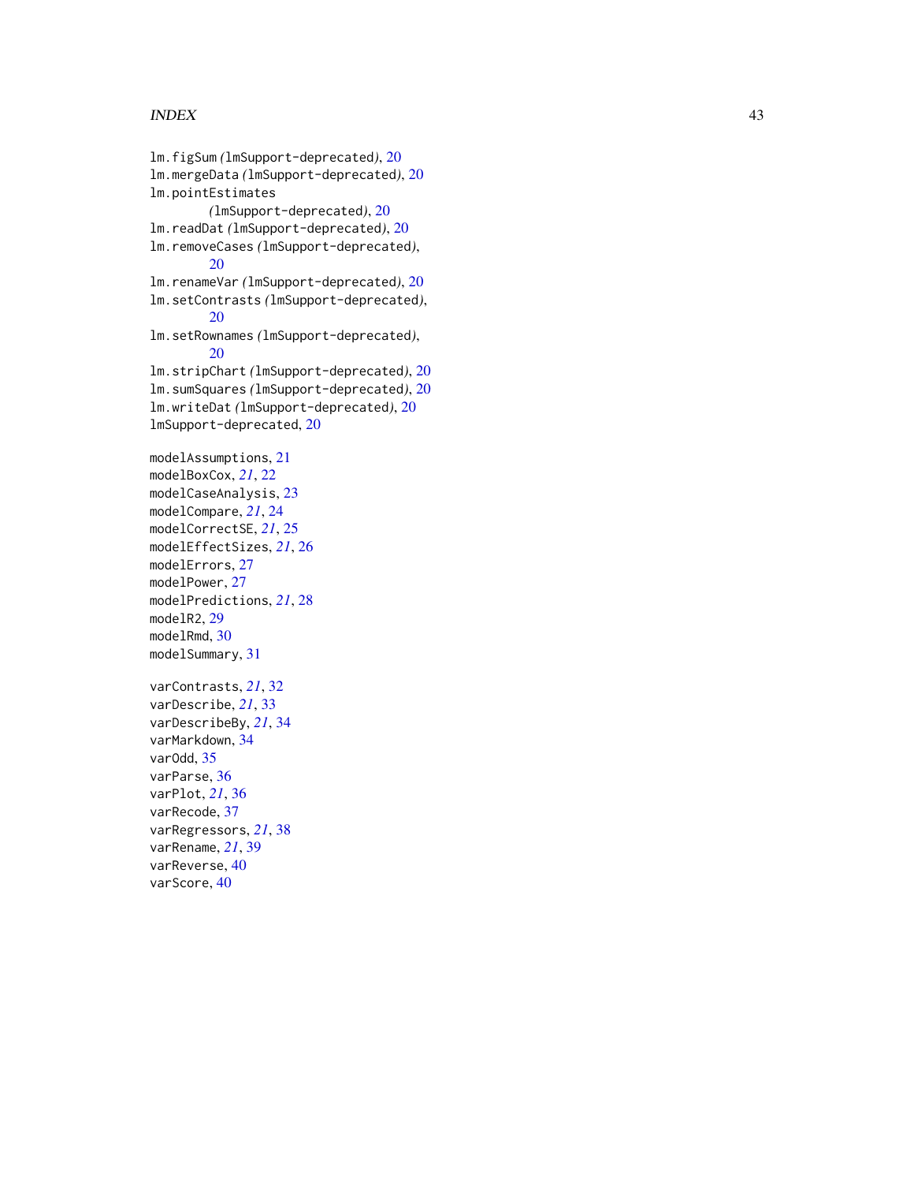lm.figSum *(*lmSupport-deprecated*)*, 20
lm.mergeData *(*lmSupport-deprecated*)*, 20
lm.pointEstimates
        *(*lmSupport-deprecated*)*, 20
lm.readDat *(*lmSupport-deprecated*)*, 20
lm.removeCases *(*lmSupport-deprecated*)*,
        20
lm.renameVar *(*lmSupport-deprecated*)*, 20
lm.setContrasts *(*lmSupport-deprecated*)*,
        20
lm.setRownames *(*lmSupport-deprecated*)*,
        20
lm.stripChart *(*lmSupport-deprecated*)*, 20
lm.sumSquares *(*lmSupport-deprecated*)*, 20
lm.writeDat *(*lmSupport-deprecated*)*, 20
lmSupport-deprecated, 20

modelAssumptions, 21
modelBoxCox, *21*, 22
modelCaseAnalysis, 23
modelCompare, *21*, 24
modelCorrectSE, *21*, 25
modelEffectSizes, *21*, 26
modelErrors, 27
modelPower, 27
modelPredictions, *21*, 28
modelR2, 29
modelRmd, 30
modelSummary, 31

varContrasts, *21*, 32
varDescribe, *21*, 33
varDescribeBy, *21*, 34
varMarkdown, 34
varOdd, 35
varParse, 36
varPlot, *21*, 36
varRecode, 37
varRegressors, *21*, 38
varRename, *21*, 39
varReverse, 40
varScore, 40